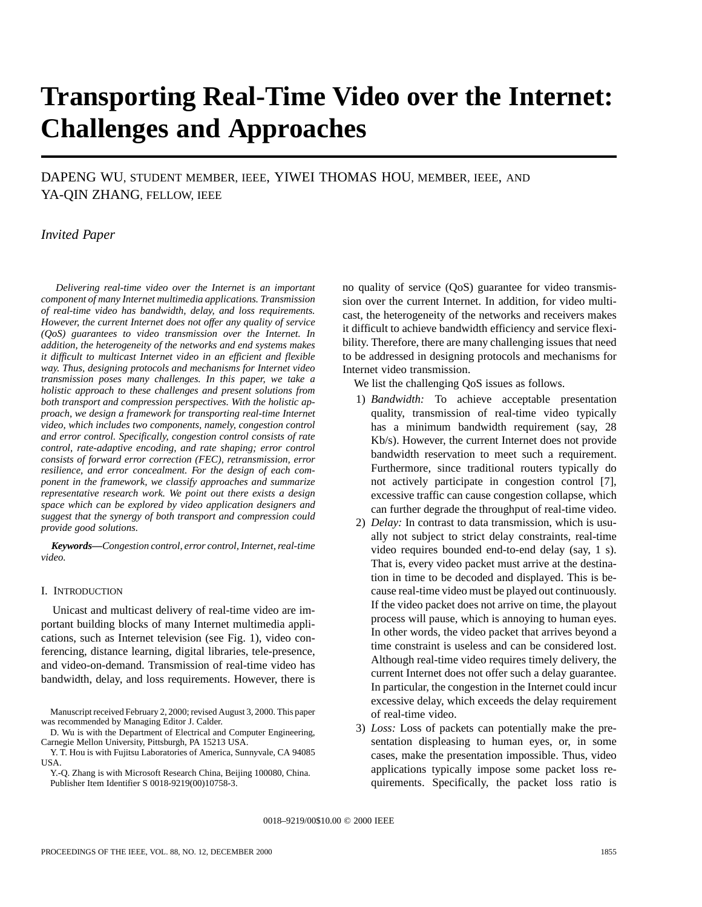# Transporting Real-Time Video over the Internet: Challenges and Approaches

DAPENG WU, STUDENT MEMBER, IEEE, YIWEI THOMAS HOU, MEMBER, IEEE, AND YA-QIN ZHANG, FELLOW, IEEE

*Invited Paper*

*Delivering real-time video over the Internet is an important component of many Internet multimedia applications. Transmission of real-time video has bandwidth, delay, and loss requirements. However, the current Internet does not offer any quality of service (QoS) guarantees to video transmission over the Internet. In addition, the heterogeneity of the networks and end systems makes it difficult to multicast Internet video in an efficient and flexible way. Thus, designing protocols and mechanisms for Internet video transmission poses many challenges. In this paper, we take a holistic approach to these challenges and present solutions from both transport and compression perspectives. With the holistic approach, we design a framework for transporting real-time Internet video, which includes two components, namely, congestion control and error control. Specifically, congestion control consists of rate control, rate-adaptive encoding, and rate shaping; error control consists of forward error correction (FEC), retransmission, error resilience, and error concealment. For the design of each component in the framework, we classify approaches and summarize representative research work. We point out there exists a design space which can be explored by video application designers and suggest that the synergy of both transport and compression could provide good solutions.*

***Keywords*—***Congestion control, error control, Internet, real-time video.*

## I. INTRODUCTION

Unicast and multicast delivery of real-time video are important building blocks of many Internet multimedia applications, such as Internet television (see Fig. 1), video conferencing, distance learning, digital libraries, tele-presence, and video-on-demand. Transmission of real-time video has bandwidth, delay, and loss requirements. However, there is no quality of service (QoS) guarantee for video transmission over the current Internet. In addition, for video multicast, the heterogeneity of the networks and receivers makes it difficult to achieve bandwidth efficiency and service flexibility. Therefore, there are many challenging issues that need to be addressed in designing protocols and mechanisms for Internet video transmission.

We list the challenging QoS issues as follows.

1) *Bandwidth:* To achieve acceptable presentation quality, transmission of real-time video typically has a minimum bandwidth requirement (say, 28 Kb/s). However, the current Internet does not provide bandwidth reservation to meet such a requirement. Furthermore, since traditional routers typically do not actively participate in congestion control [7], excessive traffic can cause congestion collapse, which can further degrade the throughput of real-time video.
2) *Delay:* In contrast to data transmission, which is usually not subject to strict delay constraints, real-time video requires bounded end-to-end delay (say, 1 s). That is, every video packet must arrive at the destination in time to be decoded and displayed. This is because real-time video must be played out continuously. If the video packet does not arrive on time, the playout process will pause, which is annoying to human eyes. In other words, the video packet that arrives beyond a time constraint is useless and can be considered lost. Although real-time video requires timely delivery, the current Internet does not offer such a delay guarantee. In particular, the congestion in the Internet could incur excessive delay, which exceeds the delay requirement of real-time video.
3) *Loss:* Loss of packets can potentially make the presentation displeasing to human eyes, or, in some cases, make the presentation impossible. Thus, video applications typically impose some packet loss requirements. Specifically, the packet loss ratio is

Manuscript received February 2, 2000; revised August 3, 2000. This paper was recommended by Managing Editor J. Calder.

D. Wu is with the Department of Electrical and Computer Engineering, Carnegie Mellon University, Pittsburgh, PA 15213 USA.

Y. T. Hou is with Fujitsu Laboratories of America, Sunnyvale, CA 94085 USA.

Y.-Q. Zhang is with Microsoft Research China, Beijing 100080, China.

Publisher Item Identifier S 0018-9219(00)10758-3.

0018–9219/00$10.00 © 2000 IEEE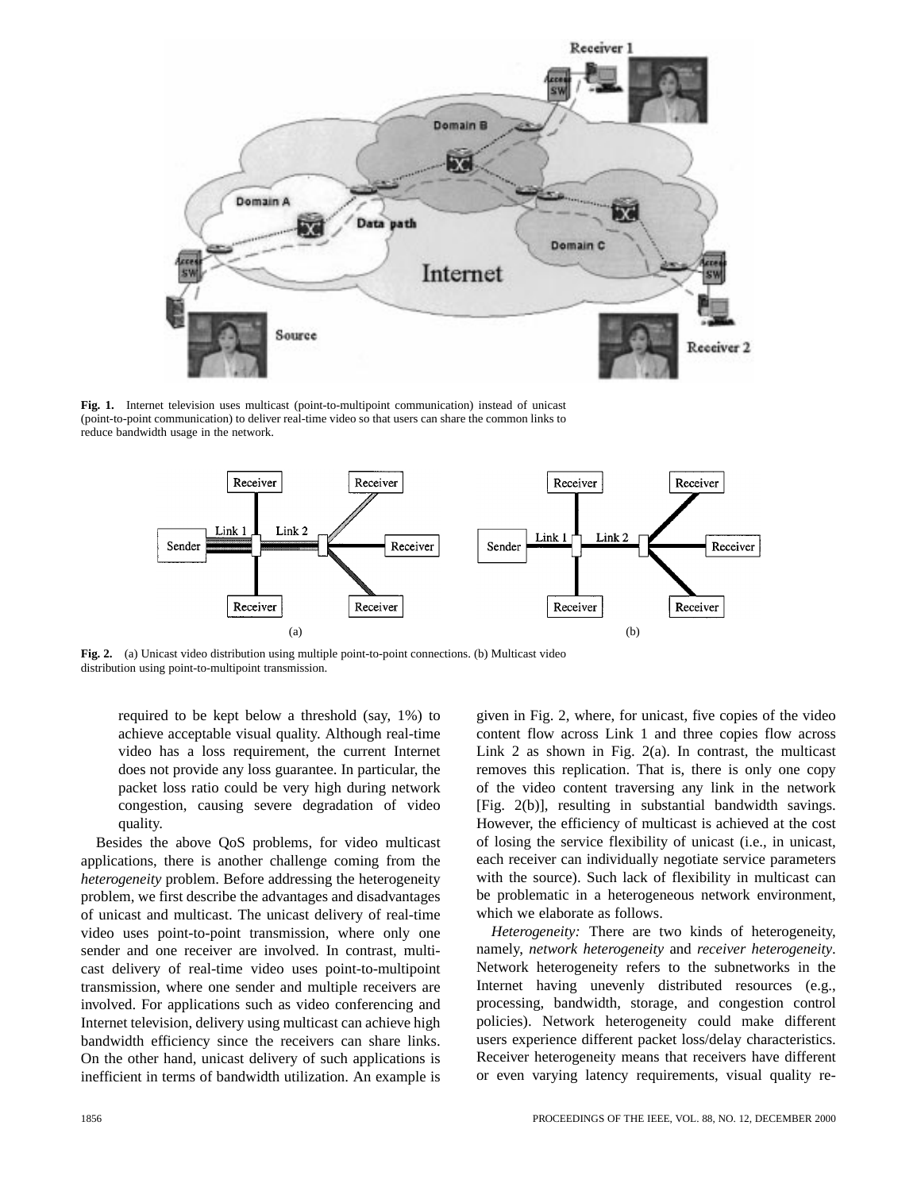Fig. 1. Internet television uses multicast (point-to-multipoint communication) instead of unicast (point-to-point communication) to deliver real-time video so that users can share the common links to reduce bandwidth usage in the network.

Fig. 2. (a) Unicast video distribution using multiple point-to-point connections. (b) Multicast video distribution using point-to-multipoint transmission.

required to be kept below a threshold (say, 1%) to achieve acceptable visual quality. Although real-time video has a loss requirement, the current Internet does not provide any loss guarantee. In particular, the packet loss ratio could be very high during network congestion, causing severe degradation of video quality.

Besides the above QoS problems, for video multicast applications, there is another challenge coming from the *heterogeneity* problem. Before addressing the heterogeneity problem, we first describe the advantages and disadvantages of unicast and multicast. The unicast delivery of real-time video uses point-to-point transmission, where only one sender and one receiver are involved. In contrast, multicast delivery of real-time video uses point-to-multipoint transmission, where one sender and multiple receivers are involved. For applications such as video conferencing and Internet television, delivery using multicast can achieve high bandwidth efficiency since the receivers can share links. On the other hand, unicast delivery of such applications is inefficient in terms of bandwidth utilization. An example is given in Fig. 2, where, for unicast, five copies of the video content flow across Link 1 and three copies flow across Link 2 as shown in Fig. 2(a). In contrast, the multicast removes this replication. That is, there is only one copy of the video content traversing any link in the network [Fig. 2(b)], resulting in substantial bandwidth savings. However, the efficiency of multicast is achieved at the cost of losing the service flexibility of unicast (i.e., in unicast, each receiver can individually negotiate service parameters with the source). Such lack of flexibility in multicast can be problematic in a heterogeneous network environment, which we elaborate as follows.

*Heterogeneity:* There are two kinds of heterogeneity, namely, *network heterogeneity* and *receiver heterogeneity*. Network heterogeneity refers to the subnetworks in the Internet having unevenly distributed resources (e.g., processing, bandwidth, storage, and congestion control policies). Network heterogeneity could make different users experience different packet loss/delay characteristics. Receiver heterogeneity means that receivers have different or even varying latency requirements, visual quality re-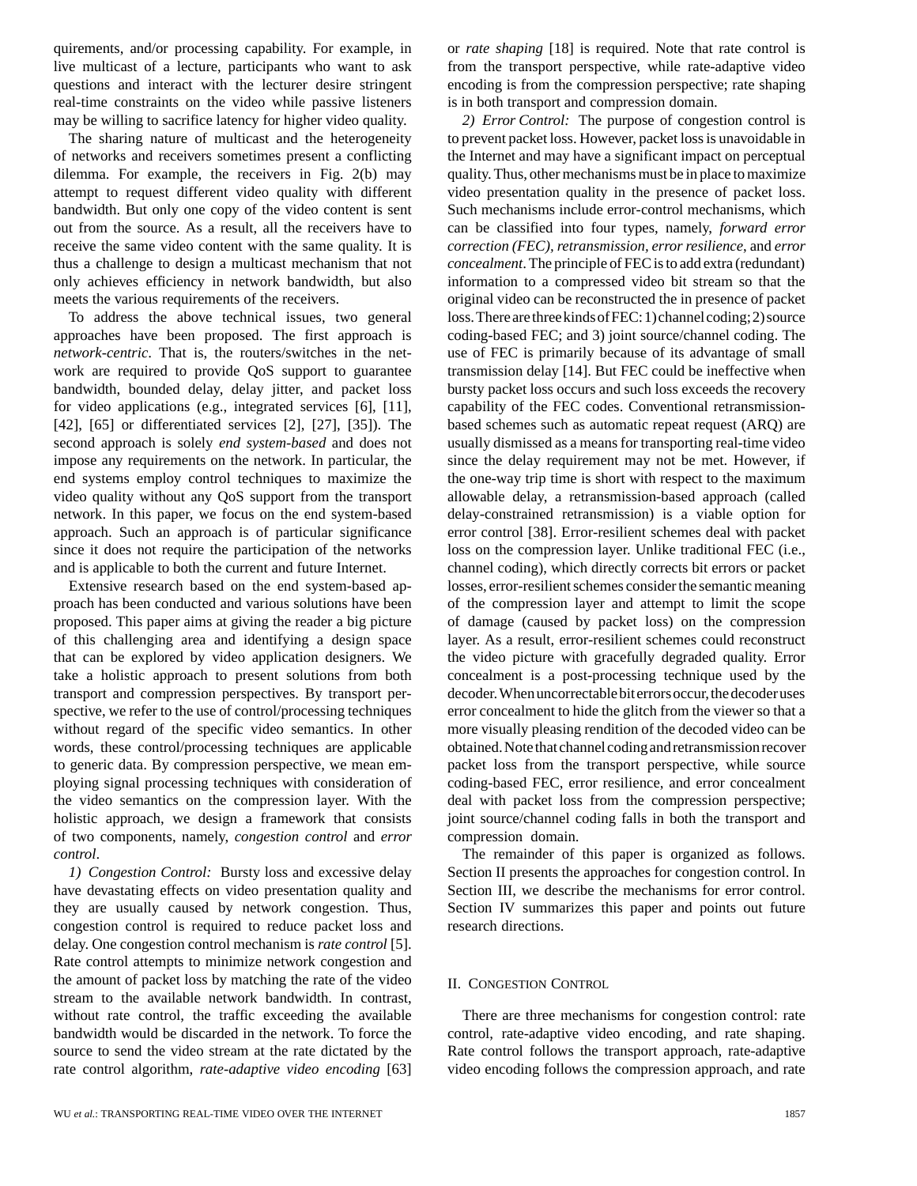quirements, and/or processing capability. For example, in live multicast of a lecture, participants who want to ask questions and interact with the lecturer desire stringent real-time constraints on the video while passive listeners may be willing to sacrifice latency for higher video quality.

The sharing nature of multicast and the heterogeneity of networks and receivers sometimes present a conflicting dilemma. For example, the receivers in Fig. 2(b) may attempt to request different video quality with different bandwidth. But only one copy of the video content is sent out from the source. As a result, all the receivers have to receive the same video content with the same quality. It is thus a challenge to design a multicast mechanism that not only achieves efficiency in network bandwidth, but also meets the various requirements of the receivers.

To address the above technical issues, two general approaches have been proposed. The first approach is *network-centric*. That is, the routers/switches in the network are required to provide QoS support to guarantee bandwidth, bounded delay, delay jitter, and packet loss for video applications (e.g., integrated services [6], [11], [42], [65] or differentiated services [2], [27], [35]). The second approach is solely *end system-based* and does not impose any requirements on the network. In particular, the end systems employ control techniques to maximize the video quality without any QoS support from the transport network. In this paper, we focus on the end system-based approach. Such an approach is of particular significance since it does not require the participation of the networks and is applicable to both the current and future Internet.

Extensive research based on the end system-based approach has been conducted and various solutions have been proposed. This paper aims at giving the reader a big picture of this challenging area and identifying a design space that can be explored by video application designers. We take a holistic approach to present solutions from both transport and compression perspectives. By transport perspective, we refer to the use of control/processing techniques without regard of the specific video semantics. In other words, these control/processing techniques are applicable to generic data. By compression perspective, we mean employing signal processing techniques with consideration of the video semantics on the compression layer. With the holistic approach, we design a framework that consists of two components, namely, *congestion control* and *error control*.

*1) Congestion Control:* Bursty loss and excessive delay have devastating effects on video presentation quality and they are usually caused by network congestion. Thus, congestion control is required to reduce packet loss and delay. One congestion control mechanism is *rate control* [5]. Rate control attempts to minimize network congestion and the amount of packet loss by matching the rate of the video stream to the available network bandwidth. In contrast, without rate control, the traffic exceeding the available bandwidth would be discarded in the network. To force the source to send the video stream at the rate dictated by the rate control algorithm, *rate-adaptive video encoding* [63] or *rate shaping* [18] is required. Note that rate control is from the transport perspective, while rate-adaptive video encoding is from the compression perspective; rate shaping is in both transport and compression domain.

*2) Error Control:* The purpose of congestion control is to prevent packet loss. However, packet loss is unavoidable in the Internet and may have a significant impact on perceptual quality. Thus, other mechanisms must be in place to maximize video presentation quality in the presence of packet loss. Such mechanisms include error-control mechanisms, which can be classified into four types, namely, *forward error correction (FEC)*, *retransmission*, *error resilience*, and *error concealment*. The principle of FEC is to add extra (redundant) information to a compressed video bit stream so that the original video can be reconstructed the in presence of packet loss. There are three kinds of FEC: 1) channel coding; 2) source coding-based FEC; and 3) joint source/channel coding. The use of FEC is primarily because of its advantage of small transmission delay [14]. But FEC could be ineffective when bursty packet loss occurs and such loss exceeds the recovery capability of the FEC codes. Conventional retransmission-based schemes such as automatic repeat request (ARQ) are usually dismissed as a means for transporting real-time video since the delay requirement may not be met. However, if the one-way trip time is short with respect to the maximum allowable delay, a retransmission-based approach (called delay-constrained retransmission) is a viable option for error control [38]. Error-resilient schemes deal with packet loss on the compression layer. Unlike traditional FEC (i.e., channel coding), which directly corrects bit errors or packet losses, error-resilient schemes consider the semantic meaning of the compression layer and attempt to limit the scope of damage (caused by packet loss) on the compression layer. As a result, error-resilient schemes could reconstruct the video picture with gracefully degraded quality. Error concealment is a post-processing technique used by the decoder. When uncorrectable bit errors occur, the decoder uses error concealment to hide the glitch from the viewer so that a more visually pleasing rendition of the decoded video can be obtained. Note that channel coding and retransmission recover packet loss from the transport perspective, while source coding-based FEC, error resilience, and error concealment deal with packet loss from the compression perspective; joint source/channel coding falls in both the transport and compression domain.

The remainder of this paper is organized as follows. Section II presents the approaches for congestion control. In Section III, we describe the mechanisms for error control. Section IV summarizes this paper and points out future research directions.

## II. Congestion Control

There are three mechanisms for congestion control: rate control, rate-adaptive video encoding, and rate shaping. Rate control follows the transport approach, rate-adaptive video encoding follows the compression approach, and rate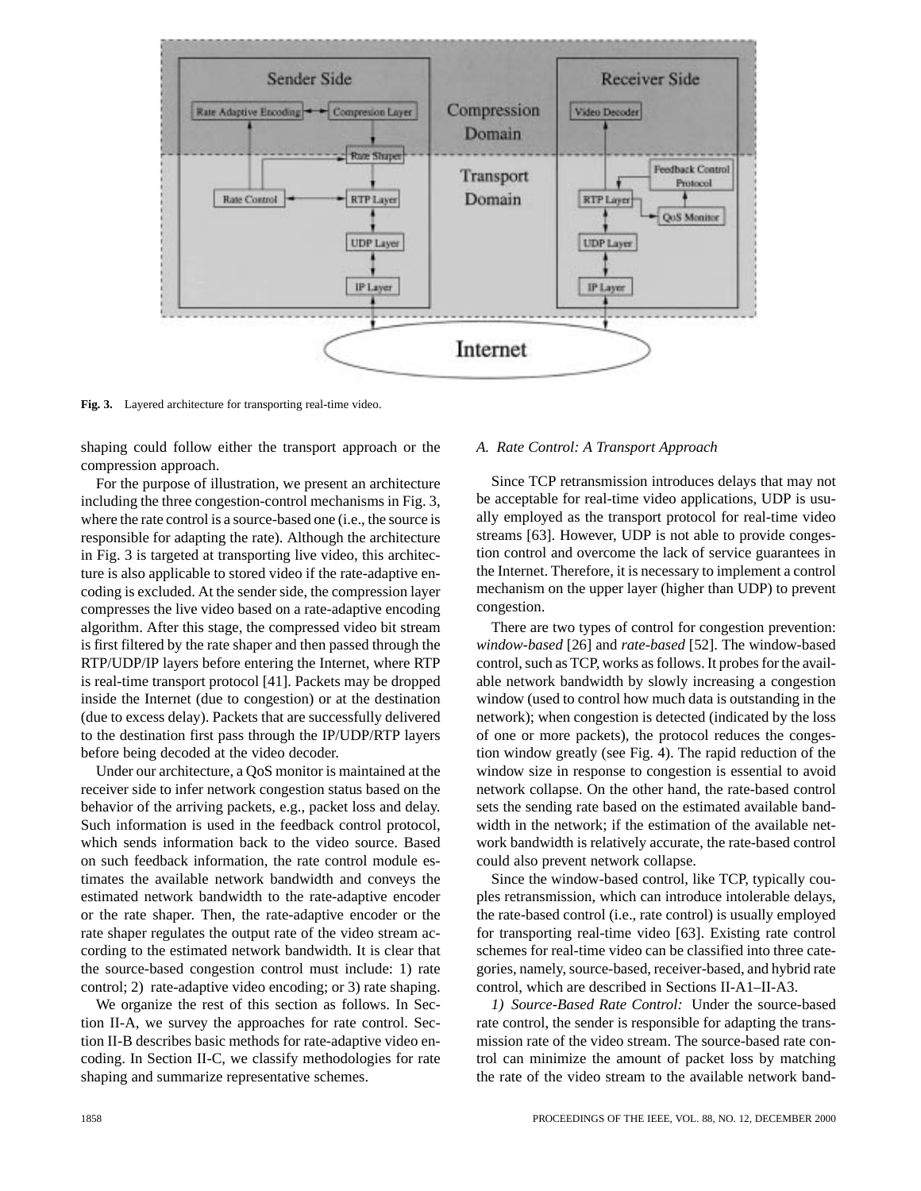Fig. 3. Layered architecture for transporting real-time video.

shaping could follow either the transport approach or the compression approach.

For the purpose of illustration, we present an architecture including the three congestion-control mechanisms in Fig. 3, where the rate control is a source-based one (i.e., the source is responsible for adapting the rate). Although the architecture in Fig. 3 is targeted at transporting live video, this architecture is also applicable to stored video if the rate-adaptive encoding is excluded. At the sender side, the compression layer compresses the live video based on a rate-adaptive encoding algorithm. After this stage, the compressed video bit stream is first filtered by the rate shaper and then passed through the RTP/UDP/IP layers before entering the Internet, where RTP is real-time transport protocol [41]. Packets may be dropped inside the Internet (due to congestion) or at the destination (due to excess delay). Packets that are successfully delivered to the destination first pass through the IP/UDP/RTP layers before being decoded at the video decoder.

Under our architecture, a QoS monitor is maintained at the receiver side to infer network congestion status based on the behavior of the arriving packets, e.g., packet loss and delay. Such information is used in the feedback control protocol, which sends information back to the video source. Based on such feedback information, the rate control module estimates the available network bandwidth and conveys the estimated network bandwidth to the rate-adaptive encoder or the rate shaper. Then, the rate-adaptive encoder or the rate shaper regulates the output rate of the video stream according to the estimated network bandwidth. It is clear that the source-based congestion control must include: 1) rate control; 2) rate-adaptive video encoding; or 3) rate shaping.

We organize the rest of this section as follows. In Section II-A, we survey the approaches for rate control. Section II-B describes basic methods for rate-adaptive video encoding. In Section II-C, we classify methodologies for rate shaping and summarize representative schemes.

### A. Rate Control: A Transport Approach

Since TCP retransmission introduces delays that may not be acceptable for real-time video applications, UDP is usually employed as the transport protocol for real-time video streams [63]. However, UDP is not able to provide congestion control and overcome the lack of service guarantees in the Internet. Therefore, it is necessary to implement a control mechanism on the upper layer (higher than UDP) to prevent congestion.

There are two types of control for congestion prevention: *window-based* [26] and *rate-based* [52]. The window-based control, such as TCP, works as follows. It probes for the available network bandwidth by slowly increasing a congestion window (used to control how much data is outstanding in the network); when congestion is detected (indicated by the loss of one or more packets), the protocol reduces the congestion window greatly (see Fig. 4). The rapid reduction of the window size in response to congestion is essential to avoid network collapse. On the other hand, the rate-based control sets the sending rate based on the estimated available bandwidth in the network; if the estimation of the available network bandwidth is relatively accurate, the rate-based control could also prevent network collapse.

Since the window-based control, like TCP, typically couples retransmission, which can introduce intolerable delays, the rate-based control (i.e., rate control) is usually employed for transporting real-time video [63]. Existing rate control schemes for real-time video can be classified into three categories, namely, source-based, receiver-based, and hybrid rate control, which are described in Sections II-A1–II-A3.

*1) Source-Based Rate Control:* Under the source-based rate control, the sender is responsible for adapting the transmission rate of the video stream. The source-based rate control can minimize the amount of packet loss by matching the rate of the video stream to the available network band-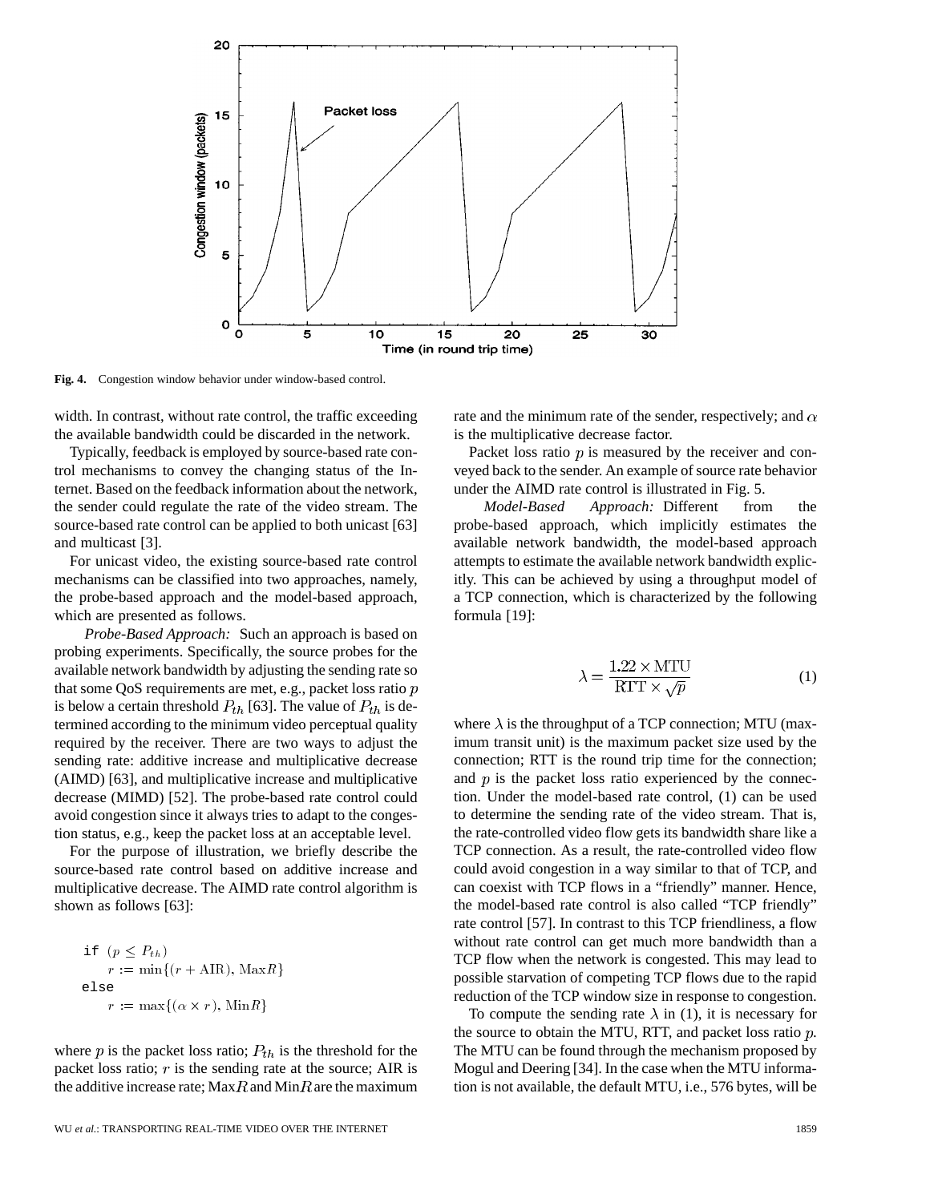Fig. 4. Congestion window behavior under window-based control.

width. In contrast, without rate control, the traffic exceeding the available bandwidth could be discarded in the network.

Typically, feedback is employed by source-based rate control mechanisms to convey the changing status of the Internet. Based on the feedback information about the network, the sender could regulate the rate of the video stream. The source-based rate control can be applied to both unicast [63] and multicast [3].

For unicast video, the existing source-based rate control mechanisms can be classified into two approaches, namely, the probe-based approach and the model-based approach, which are presented as follows.

*Probe-Based Approach:* Such an approach is based on probing experiments. Specifically, the source probes for the available network bandwidth by adjusting the sending rate so that some QoS requirements are met, e.g., packet loss ratio $p$ is below a certain threshold $P_{th}$ [63]. The value of $P_{th}$ is determined according to the minimum video perceptual quality required by the receiver. There are two ways to adjust the sending rate: additive increase and multiplicative decrease (AIMD) [63], and multiplicative increase and multiplicative decrease (MIMD) [52]. The probe-based rate control could avoid congestion since it always tries to adapt to the congestion status, e.g., keep the packet loss at an acceptable level.

For the purpose of illustration, we briefly describe the source-based rate control based on additive increase and multiplicative decrease. The AIMD rate control algorithm is shown as follows [63]:

```
if (p ≤ P_th)
    r := min{(r + AIR), MaxR}
else
    r := max{(α × r), MinR}
```

where $p$ is the packet loss ratio; $P_{th}$ is the threshold for the packet loss ratio; $r$ is the sending rate at the source; AIR is the additive increase rate; $\text{Max}R$ and $\text{Min}R$ are the maximum rate and the minimum rate of the sender, respectively; and $\alpha$ is the multiplicative decrease factor.

Packet loss ratio $p$ is measured by the receiver and conveyed back to the sender. An example of source rate behavior under the AIMD rate control is illustrated in Fig. 5.

*Model-Based Approach:* Different from the probe-based approach, which implicitly estimates the available network bandwidth, the model-based approach attempts to estimate the available network bandwidth explicitly. This can be achieved by using a throughput model of a TCP connection, which is characterized by the following formula [19]:

$$\lambda = \frac{1.22 \times \text{MTU}}{\text{RTT} \times \sqrt{p}} \tag{1}$$

where $\lambda$ is the throughput of a TCP connection; MTU (maximum transit unit) is the maximum packet size used by the connection; RTT is the round trip time for the connection; and $p$ is the packet loss ratio experienced by the connection. Under the model-based rate control, (1) can be used to determine the sending rate of the video stream. That is, the rate-controlled video flow gets its bandwidth share like a TCP connection. As a result, the rate-controlled video flow could avoid congestion in a way similar to that of TCP, and can coexist with TCP flows in a "friendly" manner. Hence, the model-based rate control is also called "TCP friendly" rate control [57]. In contrast to this TCP friendliness, a flow without rate control can get much more bandwidth than a TCP flow when the network is congested. This may lead to possible starvation of competing TCP flows due to the rapid reduction of the TCP window size in response to congestion.

To compute the sending rate $\lambda$ in (1), it is necessary for the source to obtain the MTU, RTT, and packet loss ratio $p$. The MTU can be found through the mechanism proposed by Mogul and Deering [34]. In the case when the MTU information is not available, the default MTU, i.e., 576 bytes, will be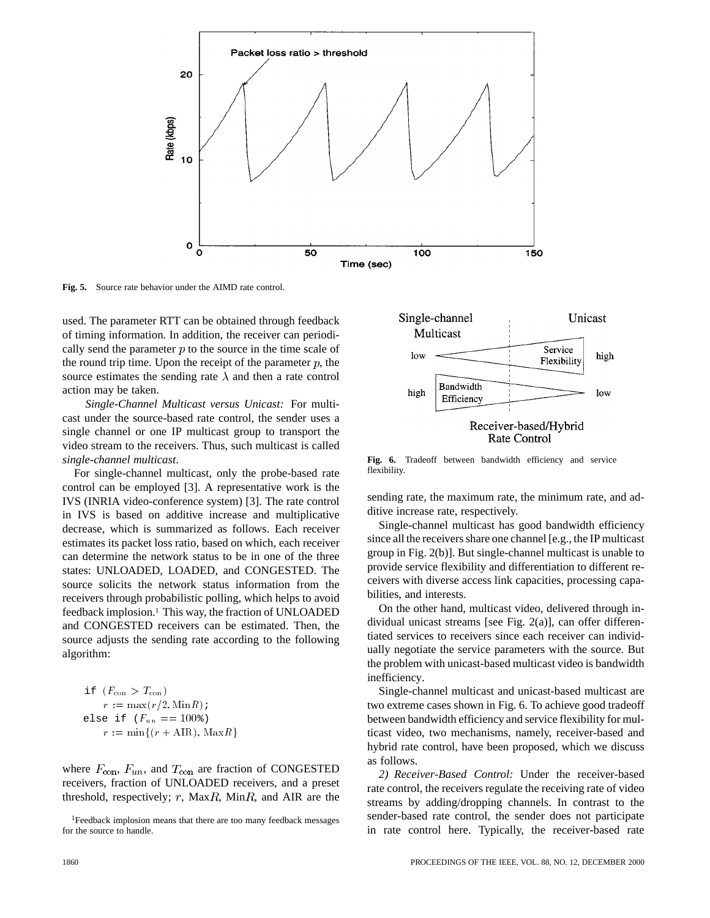Fig. 5. Source rate behavior under the AIMD rate control.

used. The parameter RTT can be obtained through feedback of timing information. In addition, the receiver can periodically send the parameter $p$ to the source in the time scale of the round trip time. Upon the receipt of the parameter $p$, the source estimates the sending rate $\lambda$ and then a rate control action may be taken.

*Single-Channel Multicast versus Unicast:* For multicast under the source-based rate control, the sender uses a single channel or one IP multicast group to transport the video stream to the receivers. Thus, such multicast is called *single-channel multicast*.

For single-channel multicast, only the probe-based rate control can be employed [3]. A representative work is the IVS (INRIA video-conference system) [3]. The rate control in IVS is based on additive increase and multiplicative decrease, which is summarized as follows. Each receiver estimates its packet loss ratio, based on which, each receiver can determine the network status to be in one of the three states: UNLOADED, LOADED, and CONGESTED. The source solicits the network status information from the receivers through probabilistic polling, which helps to avoid feedback implosion.[1] This way, the fraction of UNLOADED and CONGESTED receivers can be estimated. Then, the source adjusts the sending rate according to the following algorithm:

```
if (F_con > T_con)
    r := max(r/2, MinR);
else if (F_un == 100%)
    r := min{(r + AIR), MaxR}
```

where $F_{\rm con}$, $F_{un}$, and $T_{\rm con}$ are fraction of CONGESTED receivers, fraction of UNLOADED receivers, and a preset threshold, respectively; $r$, Max$R$, Min$R$, and AIR are the sending rate, the maximum rate, the minimum rate, and additive increase rate, respectively.

[1]Feedback implosion means that there are too many feedback messages for the source to handle.

Fig. 6. Tradeoff between bandwidth efficiency and service flexibility.

Single-channel multicast has good bandwidth efficiency since all the receivers share one channel [e.g., the IP multicast group in Fig. 2(b)]. But single-channel multicast is unable to provide service flexibility and differentiation to different receivers with diverse access link capacities, processing capabilities, and interests.

On the other hand, multicast video, delivered through individual unicast streams [see Fig. 2(a)], can offer differentiated services to receivers since each receiver can individually negotiate the service parameters with the source. But the problem with unicast-based multicast video is bandwidth inefficiency.

Single-channel multicast and unicast-based multicast are two extreme cases shown in Fig. 6. To achieve good tradeoff between bandwidth efficiency and service flexibility for multicast video, two mechanisms, namely, receiver-based and hybrid rate control, have been proposed, which we discuss as follows.

*2) Receiver-Based Control:* Under the receiver-based rate control, the receivers regulate the receiving rate of video streams by adding/dropping channels. In contrast to the sender-based rate control, the sender does not participate in rate control here. Typically, the receiver-based rate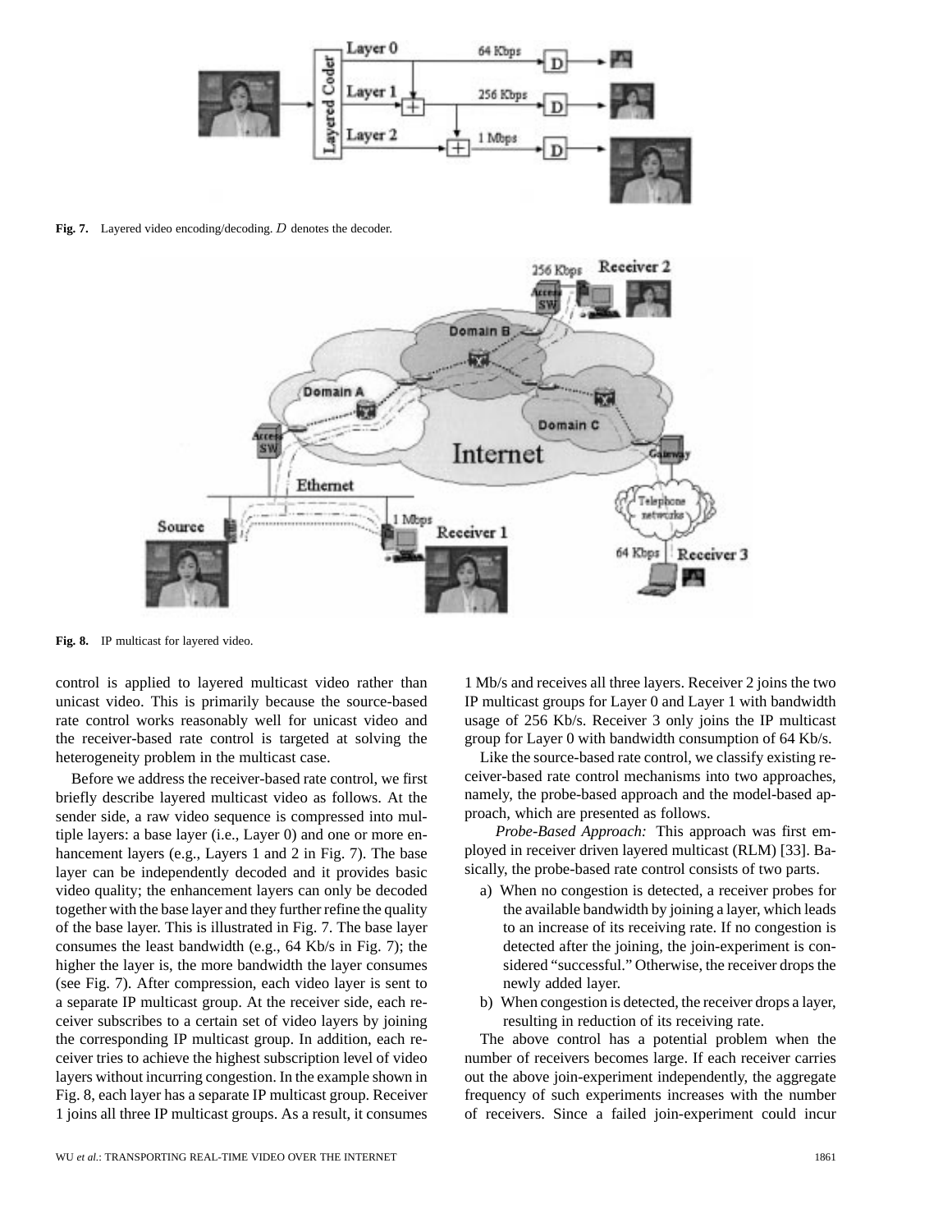Fig. 7. Layered video encoding/decoding. $D$ denotes the decoder.

Fig. 8. IP multicast for layered video.

control is applied to layered multicast video rather than unicast video. This is primarily because the source-based rate control works reasonably well for unicast video and the receiver-based rate control is targeted at solving the heterogeneity problem in the multicast case.

Before we address the receiver-based rate control, we first briefly describe layered multicast video as follows. At the sender side, a raw video sequence is compressed into multiple layers: a base layer (i.e., Layer 0) and one or more enhancement layers (e.g., Layers 1 and 2 in Fig. 7). The base layer can be independently decoded and it provides basic video quality; the enhancement layers can only be decoded together with the base layer and they further refine the quality of the base layer. This is illustrated in Fig. 7. The base layer consumes the least bandwidth (e.g., 64 Kb/s in Fig. 7); the higher the layer is, the more bandwidth the layer consumes (see Fig. 7). After compression, each video layer is sent to a separate IP multicast group. At the receiver side, each receiver subscribes to a certain set of video layers by joining the corresponding IP multicast group. In addition, each receiver tries to achieve the highest subscription level of video layers without incurring congestion. In the example shown in Fig. 8, each layer has a separate IP multicast group. Receiver 1 joins all three IP multicast groups. As a result, it consumes 1 Mb/s and receives all three layers. Receiver 2 joins the two IP multicast groups for Layer 0 and Layer 1 with bandwidth usage of 256 Kb/s. Receiver 3 only joins the IP multicast group for Layer 0 with bandwidth consumption of 64 Kb/s.

Like the source-based rate control, we classify existing receiver-based rate control mechanisms into two approaches, namely, the probe-based approach and the model-based approach, which are presented as follows.

*Probe-Based Approach:* This approach was first employed in receiver driven layered multicast (RLM) [33]. Basically, the probe-based rate control consists of two parts.

a) When no congestion is detected, a receiver probes for the available bandwidth by joining a layer, which leads to an increase of its receiving rate. If no congestion is detected after the joining, the join-experiment is considered "successful." Otherwise, the receiver drops the newly added layer.

b) When congestion is detected, the receiver drops a layer, resulting in reduction of its receiving rate.

The above control has a potential problem when the number of receivers becomes large. If each receiver carries out the above join-experiment independently, the aggregate frequency of such experiments increases with the number of receivers. Since a failed join-experiment could incur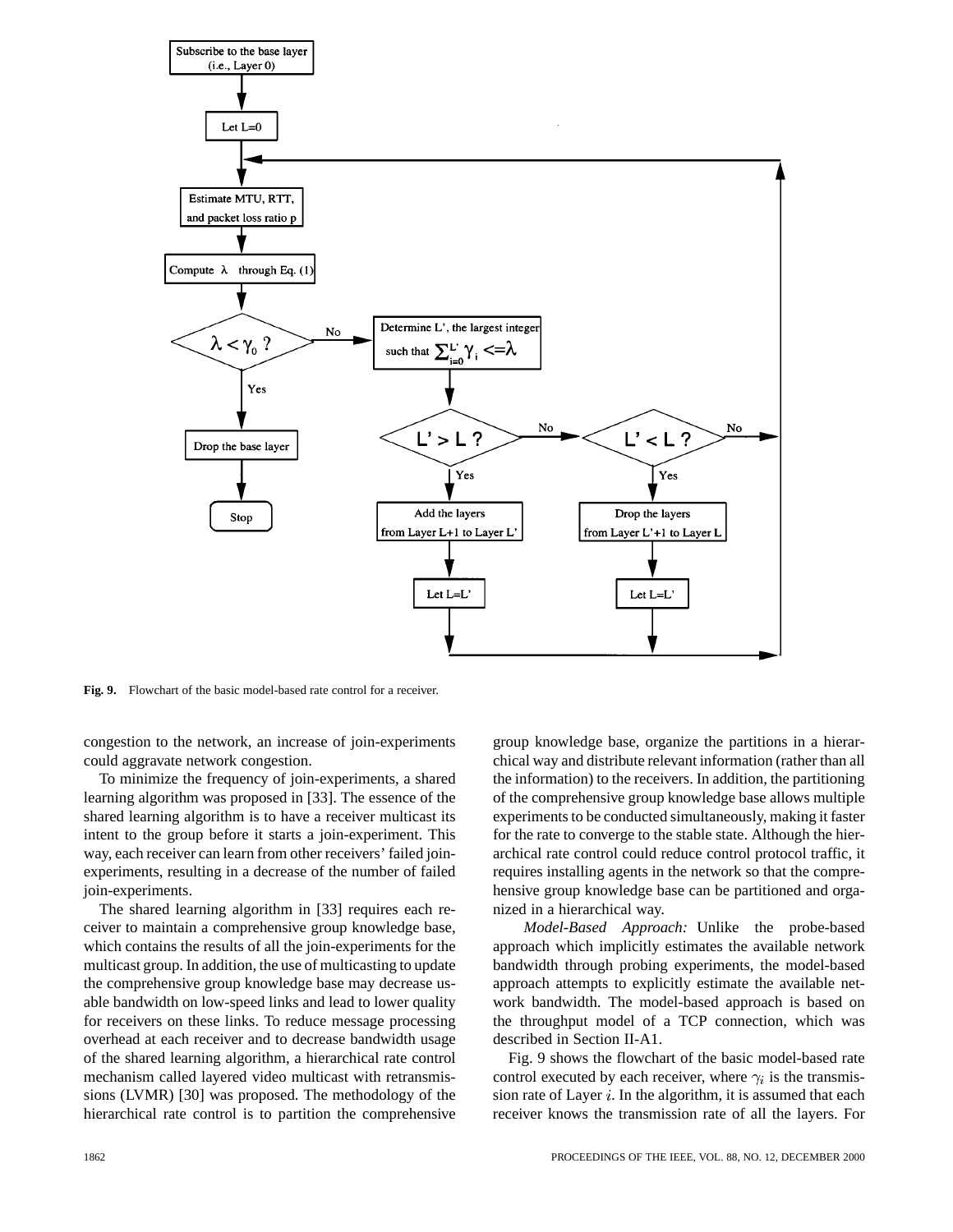Subscribe to the base layer (i.e., Layer 0)

Let L=0

Estimate MTU, RTT, and packet loss ratio p

Compute $\lambda$ through Eq. (1)

$\lambda < \gamma_0$ ?

Yes

No

Drop the base layer

Stop

Determine L', the largest integer such that $\sum_{i=0}^{L'} \gamma_i <= \lambda$

L' > L ?

L' < L ?

Add the layers from Layer L+1 to Layer L'

Drop the layers from Layer L'+1 to Layer L

Let L=L'

**Fig. 9.** Flowchart of the basic model-based rate control for a receiver.

congestion to the network, an increase of join-experiments could aggravate network congestion.

To minimize the frequency of join-experiments, a shared learning algorithm was proposed in [33]. The essence of the shared learning algorithm is to have a receiver multicast its intent to the group before it starts a join-experiment. This way, each receiver can learn from other receivers' failed join-experiments, resulting in a decrease of the number of failed join-experiments.

The shared learning algorithm in [33] requires each receiver to maintain a comprehensive group knowledge base, which contains the results of all the join-experiments for the multicast group. In addition, the use of multicasting to update the comprehensive group knowledge base may decrease usable bandwidth on low-speed links and lead to lower quality for receivers on these links. To reduce message processing overhead at each receiver and to decrease bandwidth usage of the shared learning algorithm, a hierarchical rate control mechanism called layered video multicast with retransmissions (LVMR) [30] was proposed. The methodology of the hierarchical rate control is to partition the comprehensive group knowledge base, organize the partitions in a hierarchical way and distribute relevant information (rather than all the information) to the receivers. In addition, the partitioning of the comprehensive group knowledge base allows multiple experiments to be conducted simultaneously, making it faster for the rate to converge to the stable state. Although the hierarchical rate control could reduce control protocol traffic, it requires installing agents in the network so that the comprehensive group knowledge base can be partitioned and organized in a hierarchical way.

*Model-Based Approach:* Unlike the probe-based approach which implicitly estimates the available network bandwidth through probing experiments, the model-based approach attempts to explicitly estimate the available network bandwidth. The model-based approach is based on the throughput model of a TCP connection, which was described in Section II-A1.

Fig. 9 shows the flowchart of the basic model-based rate control executed by each receiver, where $\gamma_i$ is the transmission rate of Layer $i$. In the algorithm, it is assumed that each receiver knows the transmission rate of all the layers. For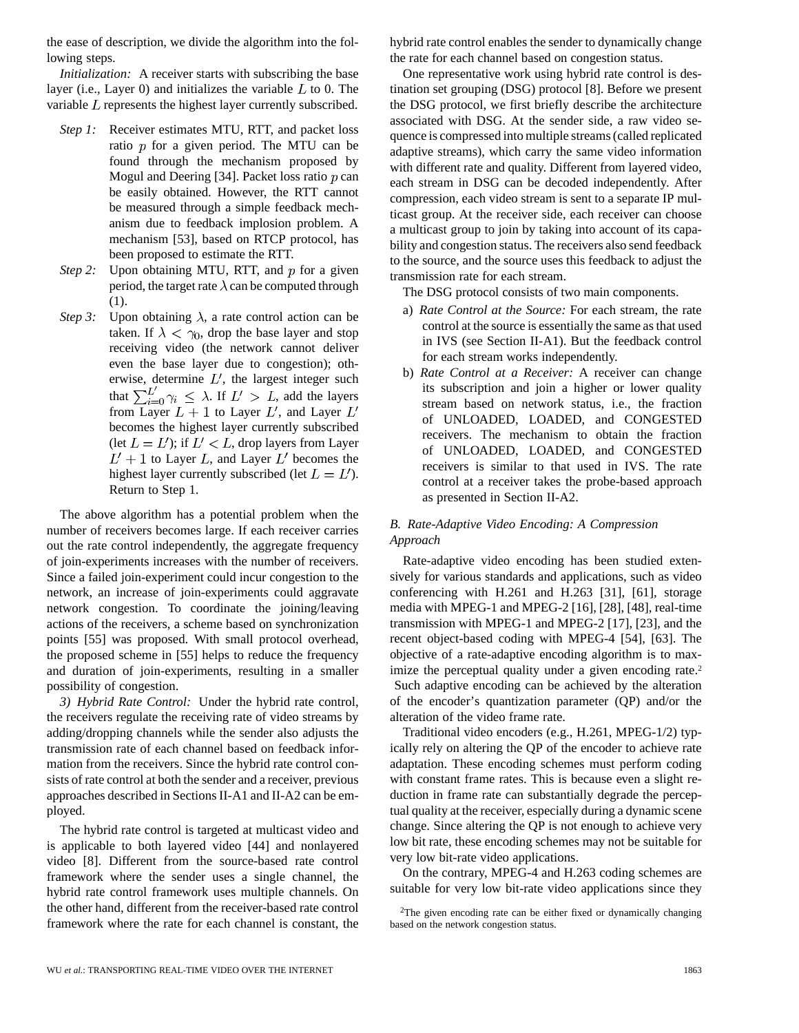the ease of description, we divide the algorithm into the following steps.

*Initialization:* A receiver starts with subscribing the base layer (i.e., Layer 0) and initializes the variable $L$ to 0. The variable $L$ represents the highest layer currently subscribed.

- *Step 1:* Receiver estimates MTU, RTT, and packet loss ratio $p$ for a given period. The MTU can be found through the mechanism proposed by Mogul and Deering [34]. Packet loss ratio $p$ can be easily obtained. However, the RTT cannot be measured through a simple feedback mechanism due to feedback implosion problem. A mechanism [53], based on RTCP protocol, has been proposed to estimate the RTT.
- *Step 2:* Upon obtaining MTU, RTT, and $p$ for a given period, the target rate $\lambda$ can be computed through (1).
- *Step 3:* Upon obtaining $\lambda$, a rate control action can be taken. If $\lambda < \gamma_0$, drop the base layer and stop receiving video (the network cannot deliver even the base layer due to congestion); otherwise, determine $L'$, the largest integer such that $\sum_{i=0}^{L'} \gamma_i \leq \lambda$. If $L' > L$, add the layers from Layer $L+1$ to Layer $L'$, and Layer $L'$ becomes the highest layer currently subscribed (let $L = L'$); if $L' < L$, drop layers from Layer $L'+1$ to Layer $L$, and Layer $L'$ becomes the highest layer currently subscribed (let $L = L'$). Return to Step 1.

The above algorithm has a potential problem when the number of receivers becomes large. If each receiver carries out the rate control independently, the aggregate frequency of join-experiments increases with the number of receivers. Since a failed join-experiment could incur congestion to the network, an increase of join-experiments could aggravate network congestion. To coordinate the joining/leaving actions of the receivers, a scheme based on synchronization points [55] was proposed. With small protocol overhead, the proposed scheme in [55] helps to reduce the frequency and duration of join-experiments, resulting in a smaller possibility of congestion.

*3) Hybrid Rate Control:* Under the hybrid rate control, the receivers regulate the receiving rate of video streams by adding/dropping channels while the sender also adjusts the transmission rate of each channel based on feedback information from the receivers. Since the hybrid rate control consists of rate control at both the sender and a receiver, previous approaches described in Sections II-A1 and II-A2 can be employed.

The hybrid rate control is targeted at multicast video and is applicable to both layered video [44] and nonlayered video [8]. Different from the source-based rate control framework where the sender uses a single channel, the hybrid rate control framework uses multiple channels. On the other hand, different from the receiver-based rate control framework where the rate for each channel is constant, the hybrid rate control enables the sender to dynamically change the rate for each channel based on congestion status.

One representative work using hybrid rate control is destination set grouping (DSG) protocol [8]. Before we present the DSG protocol, we first briefly describe the architecture associated with DSG. At the sender side, a raw video sequence is compressed into multiple streams (called replicated adaptive streams), which carry the same video information with different rate and quality. Different from layered video, each stream in DSG can be decoded independently. After compression, each video stream is sent to a separate IP multicast group. At the receiver side, each receiver can choose a multicast group to join by taking into account of its capability and congestion status. The receivers also send feedback to the source, and the source uses this feedback to adjust the transmission rate for each stream.

The DSG protocol consists of two main components.

a) *Rate Control at the Source:* For each stream, the rate control at the source is essentially the same as that used in IVS (see Section II-A1). But the feedback control for each stream works independently.

b) *Rate Control at a Receiver:* A receiver can change its subscription and join a higher or lower quality stream based on network status, i.e., the fraction of UNLOADED, LOADED, and CONGESTED receivers. The mechanism to obtain the fraction of UNLOADED, LOADED, and CONGESTED receivers is similar to that used in IVS. The rate control at a receiver takes the probe-based approach as presented in Section II-A2.

### B. Rate-Adaptive Video Encoding: A Compression Approach

Rate-adaptive video encoding has been studied extensively for various standards and applications, such as video conferencing with H.261 and H.263 [31], [61], storage media with MPEG-1 and MPEG-2 [16], [28], [48], real-time transmission with MPEG-1 and MPEG-2 [17], [23], and the recent object-based coding with MPEG-4 [54], [63]. The objective of a rate-adaptive encoding algorithm is to maximize the perceptual quality under a given encoding rate.[2] Such adaptive encoding can be achieved by the alteration of the encoder's quantization parameter (QP) and/or the alteration of the video frame rate.

Traditional video encoders (e.g., H.261, MPEG-1/2) typically rely on altering the QP of the encoder to achieve rate adaptation. These encoding schemes must perform coding with constant frame rates. This is because even a slight reduction in frame rate can substantially degrade the perceptual quality at the receiver, especially during a dynamic scene change. Since altering the QP is not enough to achieve very low bit rate, these encoding schemes may not be suitable for very low bit-rate video applications.

On the contrary, MPEG-4 and H.263 coding schemes are suitable for very low bit-rate video applications since they

[2]The given encoding rate can be either fixed or dynamically changing based on the network congestion status.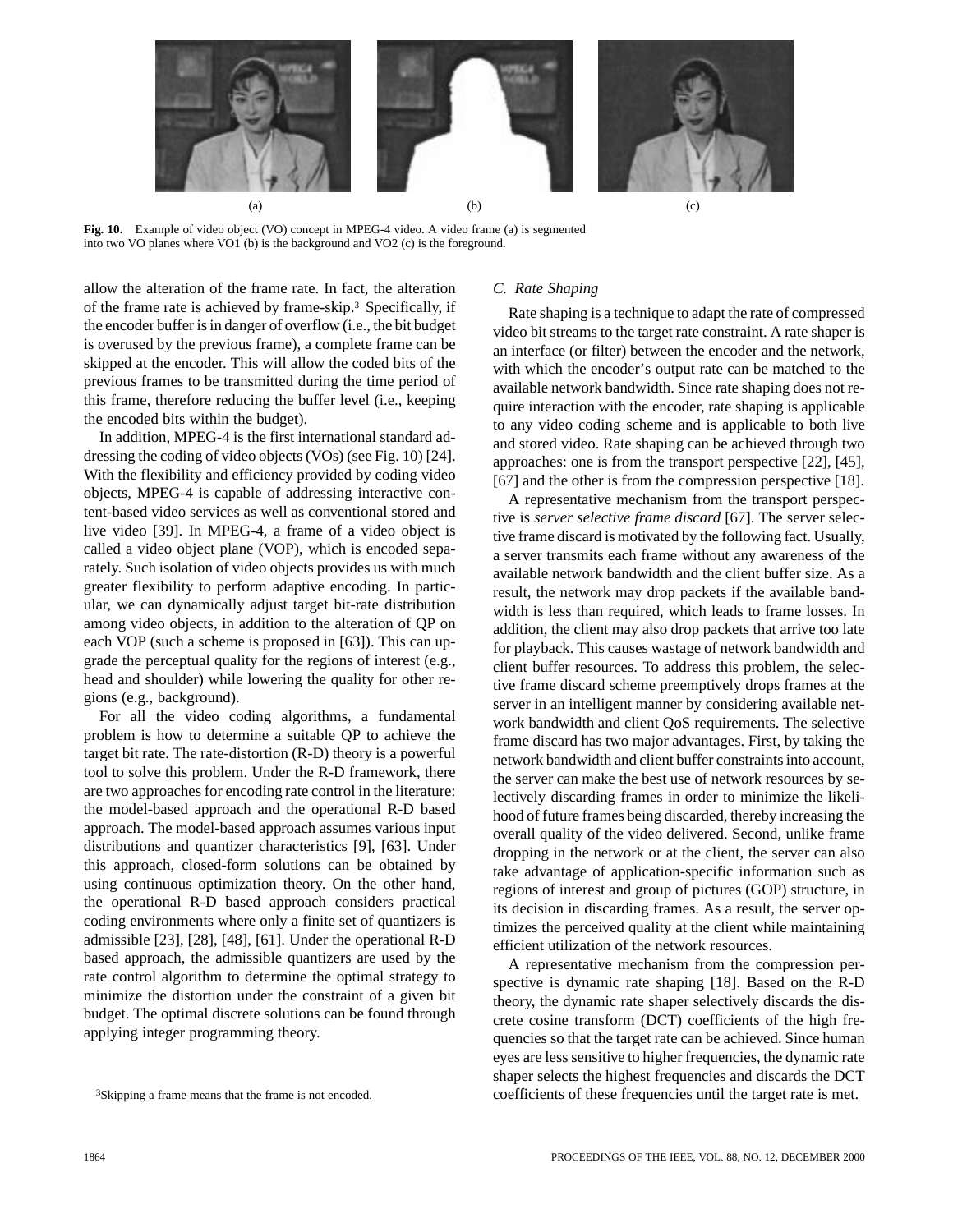(a) (b) (c)

**Fig. 10.** Example of video object (VO) concept in MPEG-4 video. A video frame (a) is segmented into two VO planes where VO1 (b) is the background and VO2 (c) is the foreground.

allow the alteration of the frame rate. In fact, the alteration of the frame rate is achieved by frame-skip.[3] Specifically, if the encoder buffer is in danger of overflow (i.e., the bit budget is overused by the previous frame), a complete frame can be skipped at the encoder. This will allow the coded bits of the previous frames to be transmitted during the time period of this frame, therefore reducing the buffer level (i.e., keeping the encoded bits within the budget).

In addition, MPEG-4 is the first international standard addressing the coding of video objects (VOs) (see Fig. 10) [24]. With the flexibility and efficiency provided by coding video objects, MPEG-4 is capable of addressing interactive content-based video services as well as conventional stored and live video [39]. In MPEG-4, a frame of a video object is called a video object plane (VOP), which is encoded separately. Such isolation of video objects provides us with much greater flexibility to perform adaptive encoding. In particular, we can dynamically adjust target bit-rate distribution among video objects, in addition to the alteration of QP on each VOP (such a scheme is proposed in [63]). This can upgrade the perceptual quality for the regions of interest (e.g., head and shoulder) while lowering the quality for other regions (e.g., background).

For all the video coding algorithms, a fundamental problem is how to determine a suitable QP to achieve the target bit rate. The rate-distortion (R-D) theory is a powerful tool to solve this problem. Under the R-D framework, there are two approaches for encoding rate control in the literature: the model-based approach and the operational R-D based approach. The model-based approach assumes various input distributions and quantizer characteristics [9], [63]. Under this approach, closed-form solutions can be obtained by using continuous optimization theory. On the other hand, the operational R-D based approach considers practical coding environments where only a finite set of quantizers is admissible [23], [28], [48], [61]. Under the operational R-D based approach, the admissible quantizers are used by the rate control algorithm to determine the optimal strategy to minimize the distortion under the constraint of a given bit budget. The optimal discrete solutions can be found through applying integer programming theory.

[3]Skipping a frame means that the frame is not encoded.

### *C. Rate Shaping*

Rate shaping is a technique to adapt the rate of compressed video bit streams to the target rate constraint. A rate shaper is an interface (or filter) between the encoder and the network, with which the encoder's output rate can be matched to the available network bandwidth. Since rate shaping does not require interaction with the encoder, rate shaping is applicable to any video coding scheme and is applicable to both live and stored video. Rate shaping can be achieved through two approaches: one is from the transport perspective [22], [45], [67] and the other is from the compression perspective [18].

A representative mechanism from the transport perspective is *server selective frame discard* [67]. The server selective frame discard is motivated by the following fact. Usually, a server transmits each frame without any awareness of the available network bandwidth and the client buffer size. As a result, the network may drop packets if the available bandwidth is less than required, which leads to frame losses. In addition, the client may also drop packets that arrive too late for playback. This causes wastage of network bandwidth and client buffer resources. To address this problem, the selective frame discard scheme preemptively drops frames at the server in an intelligent manner by considering available network bandwidth and client QoS requirements. The selective frame discard has two major advantages. First, by taking the network bandwidth and client buffer constraints into account, the server can make the best use of network resources by selectively discarding frames in order to minimize the likelihood of future frames being discarded, thereby increasing the overall quality of the video delivered. Second, unlike frame dropping in the network or at the client, the server can also take advantage of application-specific information such as regions of interest and group of pictures (GOP) structure, in its decision in discarding frames. As a result, the server optimizes the perceived quality at the client while maintaining efficient utilization of the network resources.

A representative mechanism from the compression perspective is dynamic rate shaping [18]. Based on the R-D theory, the dynamic rate shaper selectively discards the discrete cosine transform (DCT) coefficients of the high frequencies so that the target rate can be achieved. Since human eyes are less sensitive to higher frequencies, the dynamic rate shaper selects the highest frequencies and discards the DCT coefficients of these frequencies until the target rate is met.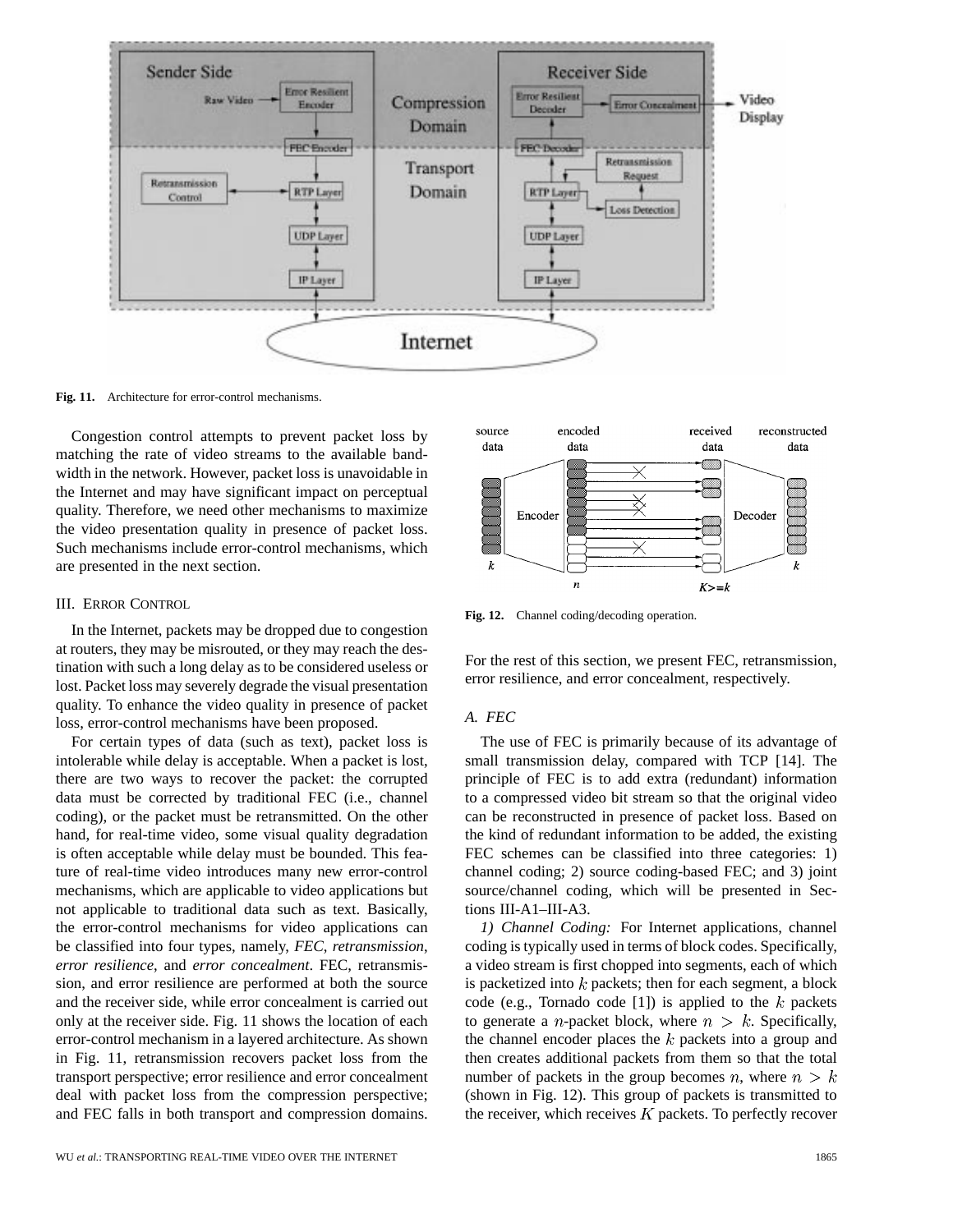Sender Side

Raw Video

Error Resilient Encoder

FEC Encoder

Retransmission Control

RTP Layer

UDP Layer

IP Layer

Compression Domain

Transport Domain

Receiver Side

Error Resilient Decoder

Error Concealment

Video Display

FEC Decoder

Retransmission Request

RTP Layer

Loss Detection

UDP Layer

IP Layer

Internet

**Fig. 11.** Architecture for error-control mechanisms.

Congestion control attempts to prevent packet loss by matching the rate of video streams to the available bandwidth in the network. However, packet loss is unavoidable in the Internet and may have significant impact on perceptual quality. Therefore, we need other mechanisms to maximize the video presentation quality in presence of packet loss. Such mechanisms include error-control mechanisms, which are presented in the next section.

## III. Error Control

In the Internet, packets may be dropped due to congestion at routers, they may be misrouted, or they may reach the destination with such a long delay as to be considered useless or lost. Packet loss may severely degrade the visual presentation quality. To enhance the video quality in presence of packet loss, error-control mechanisms have been proposed.

For certain types of data (such as text), packet loss is intolerable while delay is acceptable. When a packet is lost, there are two ways to recover the packet: the corrupted data must be corrected by traditional FEC (i.e., channel coding), or the packet must be retransmitted. On the other hand, for real-time video, some visual quality degradation is often acceptable while delay must be bounded. This feature of real-time video introduces many new error-control mechanisms, which are applicable to video applications but not applicable to traditional data such as text. Basically, the error-control mechanisms for video applications can be classified into four types, namely, *FEC*, *retransmission*, *error resilience*, and *error concealment*. FEC, retransmission, and error resilience are performed at both the source and the receiver side, while error concealment is carried out only at the receiver side. Fig. 11 shows the location of each error-control mechanism in a layered architecture. As shown in Fig. 11, retransmission recovers packet loss from the transport perspective; error resilience and error concealment deal with packet loss from the compression perspective; and FEC falls in both transport and compression domains.

source data

encoded data

received data

reconstructed data

Encoder

Decoder

$k$

$n$

$K>=k$

$k$

**Fig. 12.** Channel coding/decoding operation.

For the rest of this section, we present FEC, retransmission, error resilience, and error concealment, respectively.

### A. FEC

The use of FEC is primarily because of its advantage of small transmission delay, compared with TCP [14]. The principle of FEC is to add extra (redundant) information to a compressed video bit stream so that the original video can be reconstructed in presence of packet loss. Based on the kind of redundant information to be added, the existing FEC schemes can be classified into three categories: 1) channel coding; 2) source coding-based FEC; and 3) joint source/channel coding, which will be presented in Sections III-A1–III-A3.

*1) Channel Coding:* For Internet applications, channel coding is typically used in terms of block codes. Specifically, a video stream is first chopped into segments, each of which is packetized into $k$ packets; then for each segment, a block code (e.g., Tornado code [1]) is applied to the $k$ packets to generate a $n$-packet block, where $n > k$. Specifically, the channel encoder places the $k$ packets into a group and then creates additional packets from them so that the total number of packets in the group becomes $n$, where $n > k$ (shown in Fig. 12). This group of packets is transmitted to the receiver, which receives $K$ packets. To perfectly recover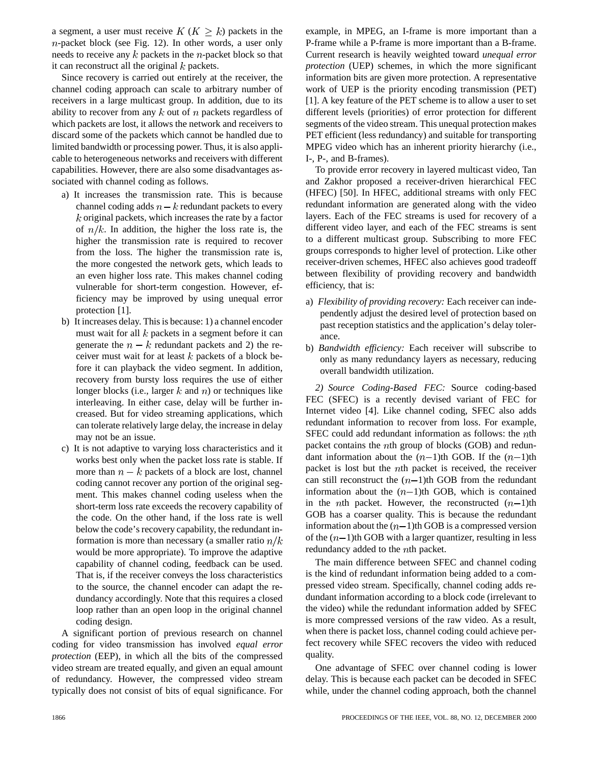a segment, a user must receive $K$ ($K \geq k$) packets in the $n$-packet block (see Fig. 12). In other words, a user only needs to receive any $k$ packets in the $n$-packet block so that it can reconstruct all the original $k$ packets.

Since recovery is carried out entirely at the receiver, the channel coding approach can scale to arbitrary number of receivers in a large multicast group. In addition, due to its ability to recover from any $k$ out of $n$ packets regardless of which packets are lost, it allows the network and receivers to discard some of the packets which cannot be handled due to limited bandwidth or processing power. Thus, it is also applicable to heterogeneous networks and receivers with different capabilities. However, there are also some disadvantages associated with channel coding as follows.

a) It increases the transmission rate. This is because channel coding adds $n-k$ redundant packets to every $k$ original packets, which increases the rate by a factor of $n/k$. In addition, the higher the loss rate is, the higher the transmission rate is required to recover from the loss. The higher the transmission rate is, the more congested the network gets, which leads to an even higher loss rate. This makes channel coding vulnerable for short-term congestion. However, efficiency may be improved by using unequal error protection [1].

b) It increases delay. This is because: 1) a channel encoder must wait for all $k$ packets in a segment before it can generate the $n-k$ redundant packets and 2) the receiver must wait for at least $k$ packets of a block before it can playback the video segment. In addition, recovery from bursty loss requires the use of either longer blocks (i.e., larger $k$ and $n$) or techniques like interleaving. In either case, delay will be further increased. But for video streaming applications, which can tolerate relatively large delay, the increase in delay may not be an issue.

c) It is not adaptive to varying loss characteristics and it works best only when the packet loss rate is stable. If more than $n-k$ packets of a block are lost, channel coding cannot recover any portion of the original segment. This makes channel coding useless when the short-term loss rate exceeds the recovery capability of the code. On the other hand, if the loss rate is well below the code's recovery capability, the redundant information is more than necessary (a smaller ratio $n/k$ would be more appropriate). To improve the adaptive capability of channel coding, feedback can be used. That is, if the receiver conveys the loss characteristics to the source, the channel encoder can adapt the redundancy accordingly. Note that this requires a closed loop rather than an open loop in the original channel coding design.

A significant portion of previous research on channel coding for video transmission has involved *equal error protection* (EEP), in which all the bits of the compressed video stream are treated equally, and given an equal amount of redundancy. However, the compressed video stream typically does not consist of bits of equal significance. For example, in MPEG, an I-frame is more important than a P-frame while a P-frame is more important than a B-frame. Current research is heavily weighted toward *unequal error protection* (UEP) schemes, in which the more significant information bits are given more protection. A representative work of UEP is the priority encoding transmission (PET) [1]. A key feature of the PET scheme is to allow a user to set different levels (priorities) of error protection for different segments of the video stream. This unequal protection makes PET efficient (less redundancy) and suitable for transporting MPEG video which has an inherent priority hierarchy (i.e., I-, P-, and B-frames).

To provide error recovery in layered multicast video, Tan and Zakhor proposed a receiver-driven hierarchical FEC (HFEC) [50]. In HFEC, additional streams with only FEC redundant information are generated along with the video layers. Each of the FEC streams is used for recovery of a different video layer, and each of the FEC streams is sent to a different multicast group. Subscribing to more FEC groups corresponds to higher level of protection. Like other receiver-driven schemes, HFEC also achieves good tradeoff between flexibility of providing recovery and bandwidth efficiency, that is:

a) *Flexibility of providing recovery:* Each receiver can independently adjust the desired level of protection based on past reception statistics and the application's delay tolerance.

b) *Bandwidth efficiency:* Each receiver will subscribe to only as many redundancy layers as necessary, reducing overall bandwidth utilization.

*2) Source Coding-Based FEC:* Source coding-based FEC (SFEC) is a recently devised variant of FEC for Internet video [4]. Like channel coding, SFEC also adds redundant information to recover from loss. For example, SFEC could add redundant information as follows: the $n$th packet contains the $n$th group of blocks (GOB) and redundant information about the $(n-1)$th GOB. If the $(n-1)$th packet is lost but the $n$th packet is received, the receiver can still reconstruct the $(n-1)$th GOB from the redundant information about the $(n-1)$th GOB, which is contained in the $n$th packet. However, the reconstructed $(n-1)$th GOB has a coarser quality. This is because the redundant information about the $(n-1)$th GOB is a compressed version of the $(n-1)$th GOB with a larger quantizer, resulting in less redundancy added to the $n$th packet.

The main difference between SFEC and channel coding is the kind of redundant information being added to a compressed video stream. Specifically, channel coding adds redundant information according to a block code (irrelevant to the video) while the redundant information added by SFEC is more compressed versions of the raw video. As a result, when there is packet loss, channel coding could achieve perfect recovery while SFEC recovers the video with reduced quality.

One advantage of SFEC over channel coding is lower delay. This is because each packet can be decoded in SFEC while, under the channel coding approach, both the channel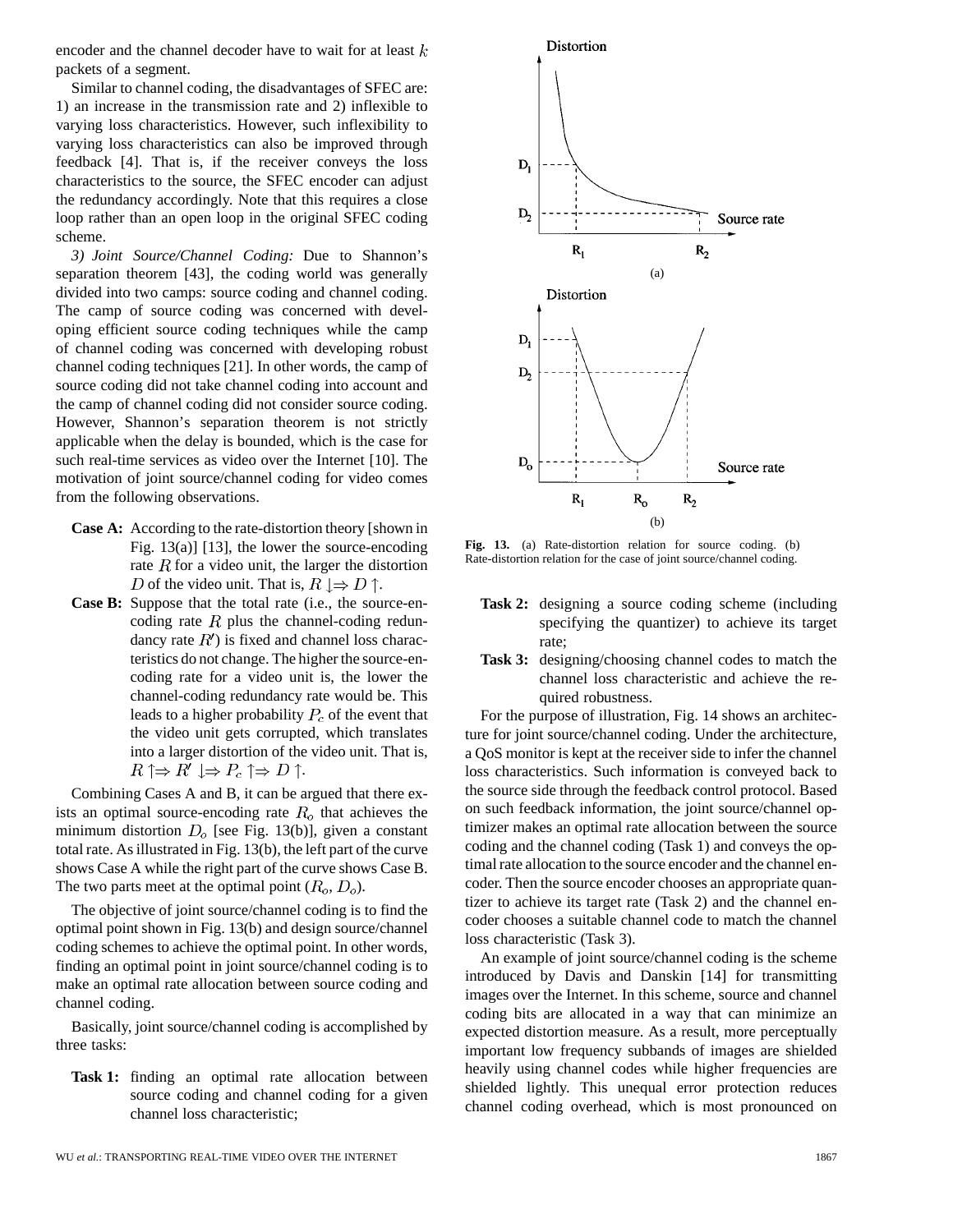encoder and the channel decoder have to wait for at least $k$ packets of a segment.

Similar to channel coding, the disadvantages of SFEC are: 1) an increase in the transmission rate and 2) inflexible to varying loss characteristics. However, such inflexibility to varying loss characteristics can also be improved through feedback [4]. That is, if the receiver conveys the loss characteristics to the source, the SFEC encoder can adjust the redundancy accordingly. Note that this requires a close loop rather than an open loop in the original SFEC coding scheme.

*3) Joint Source/Channel Coding:* Due to Shannon's separation theorem [43], the coding world was generally divided into two camps: source coding and channel coding. The camp of source coding was concerned with developing efficient source coding techniques while the camp of channel coding was concerned with developing robust channel coding techniques [21]. In other words, the camp of source coding did not take channel coding into account and the camp of channel coding did not consider source coding. However, Shannon's separation theorem is not strictly applicable when the delay is bounded, which is the case for such real-time services as video over the Internet [10]. The motivation of joint source/channel coding for video comes from the following observations.

**Case A:** According to the rate-distortion theory [shown in Fig. 13(a)] [13], the lower the source-encoding rate $R$ for a video unit, the larger the distortion $D$ of the video unit. That is, $R \downarrow \Rightarrow D \uparrow$.

**Case B:** Suppose that the total rate (i.e., the source-encoding rate $R$ plus the channel-coding redundancy rate $R'$) is fixed and channel loss characteristics do not change. The higher the source-encoding rate for a video unit is, the lower the channel-coding redundancy rate would be. This leads to a higher probability $P_c$ of the event that the video unit gets corrupted, which translates into a larger distortion of the video unit. That is, $R \uparrow \Rightarrow R' \downarrow \Rightarrow P_c \uparrow \Rightarrow D \uparrow$.

Combining Cases A and B, it can be argued that there exists an optimal source-encoding rate $R_o$ that achieves the minimum distortion $D_o$ [see Fig. 13(b)], given a constant total rate. As illustrated in Fig. 13(b), the left part of the curve shows Case A while the right part of the curve shows Case B. The two parts meet at the optimal point ($R_o$, $D_o$).

The objective of joint source/channel coding is to find the optimal point shown in Fig. 13(b) and design source/channel coding schemes to achieve the optimal point. In other words, finding an optimal point in joint source/channel coding is to make an optimal rate allocation between source coding and channel coding.

Basically, joint source/channel coding is accomplished by three tasks:

**Task 1:** finding an optimal rate allocation between source coding and channel coding for a given channel loss characteristic;

**Task 2:** designing a source coding scheme (including specifying the quantizer) to achieve its target rate;

**Task 3:** designing/choosing channel codes to match the channel loss characteristic and achieve the required robustness.

Fig. 13. (a) Rate-distortion relation for source coding. (b) Rate-distortion relation for the case of joint source/channel coding.

For the purpose of illustration, Fig. 14 shows an architecture for joint source/channel coding. Under the architecture, a QoS monitor is kept at the receiver side to infer the channel loss characteristics. Such information is conveyed back to the source side through the feedback control protocol. Based on such feedback information, the joint source/channel optimizer makes an optimal rate allocation between the source coding and the channel coding (Task 1) and conveys the optimal rate allocation to the source encoder and the channel encoder. Then the source encoder chooses an appropriate quantizer to achieve its target rate (Task 2) and the channel encoder chooses a suitable channel code to match the channel loss characteristic (Task 3).

An example of joint source/channel coding is the scheme introduced by Davis and Danskin [14] for transmitting images over the Internet. In this scheme, source and channel coding bits are allocated in a way that can minimize an expected distortion measure. As a result, more perceptually important low frequency subbands of images are shielded heavily using channel codes while higher frequencies are shielded lightly. This unequal error protection reduces channel coding overhead, which is most pronounced on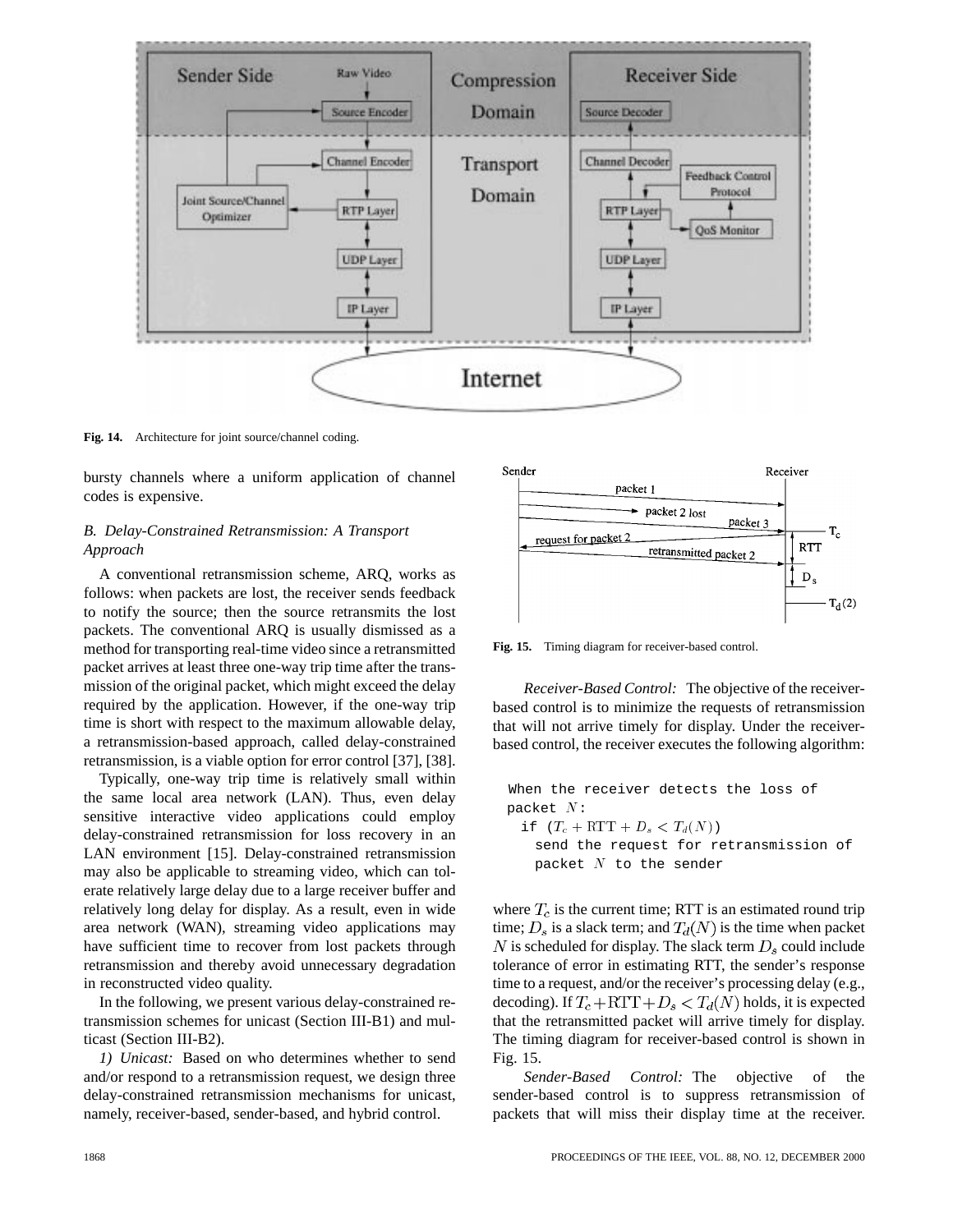Fig. 14. Architecture for joint source/channel coding.

bursty channels where a uniform application of channel codes is expensive.

### B. Delay-Constrained Retransmission: A Transport Approach

A conventional retransmission scheme, ARQ, works as follows: when packets are lost, the receiver sends feedback to notify the source; then the source retransmits the lost packets. The conventional ARQ is usually dismissed as a method for transporting real-time video since a retransmitted packet arrives at least three one-way trip time after the transmission of the original packet, which might exceed the delay required by the application. However, if the one-way trip time is short with respect to the maximum allowable delay, a retransmission-based approach, called delay-constrained retransmission, is a viable option for error control [37], [38].

Typically, one-way trip time is relatively small within the same local area network (LAN). Thus, even delay sensitive interactive video applications could employ delay-constrained retransmission for loss recovery in an LAN environment [15]. Delay-constrained retransmission may also be applicable to streaming video, which can tolerate relatively large delay due to a large receiver buffer and relatively long delay for display. As a result, even in wide area network (WAN), streaming video applications may have sufficient time to recover from lost packets through retransmission and thereby avoid unnecessary degradation in reconstructed video quality.

In the following, we present various delay-constrained retransmission schemes for unicast (Section III-B1) and multicast (Section III-B2).

*1) Unicast:* Based on who determines whether to send and/or respond to a retransmission request, we design three delay-constrained retransmission mechanisms for unicast, namely, receiver-based, sender-based, and hybrid control.

Fig. 15. Timing diagram for receiver-based control.

*Receiver-Based Control:* The objective of the receiver-based control is to minimize the requests of retransmission that will not arrive timely for display. Under the receiver-based control, the receiver executes the following algorithm:

```
When the receiver detects the loss of
packet N:
  if (T_c + RTT + D_s < T_d(N))
    send the request for retransmission of
    packet N to the sender
```

where $T_c$ is the current time; RTT is an estimated round trip time; $D_s$ is a slack term; and $T_d(N)$ is the time when packet $N$ is scheduled for display. The slack term $D_s$ could include tolerance of error in estimating RTT, the sender's response time to a request, and/or the receiver's processing delay (e.g., decoding). If $T_c + \mathrm{RTT} + D_s < T_d(N)$ holds, it is expected that the retransmitted packet will arrive timely for display. The timing diagram for receiver-based control is shown in Fig. 15.

*Sender-Based Control:* The objective of the sender-based control is to suppress retransmission of packets that will miss their display time at the receiver.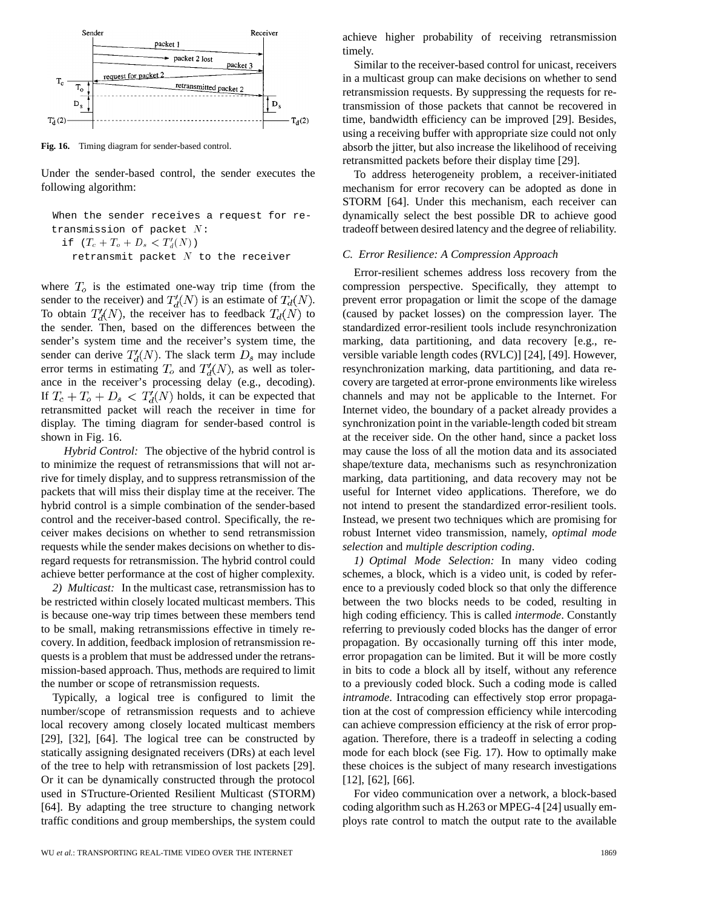Sender

Receiver

packet 1

packet 2 lost

packet 3

request for packet 2

retransmitted packet 2

$T_c$

$T_o$

$D_s$

$D_s$

$T'_d(2)$

$T_d(2)$

**Fig. 16.** Timing diagram for sender-based control.

Under the sender-based control, the sender executes the following algorithm:

```
When the sender receives a request for re-
transmission of packet N:
  if (Tc + To + Ds < T'd(N))
    retransmit packet N to the receiver
```

where $T_o$ is the estimated one-way trip time (from the sender to the receiver) and $T'_d(N)$ is an estimate of $T_d(N)$. To obtain $T'_d(N)$, the receiver has to feedback $T_d(N)$ to the sender. Then, based on the differences between the sender's system time and the receiver's system time, the sender can derive $T'_d(N)$. The slack term $D_s$ may include error terms in estimating $T_o$ and $T'_d(N)$, as well as tolerance in the receiver's processing delay (e.g., decoding). If $T_c + T_o + D_s < T'_d(N)$ holds, it can be expected that retransmitted packet will reach the receiver in time for display. The timing diagram for sender-based control is shown in Fig. 16.

*Hybrid Control:* The objective of the hybrid control is to minimize the request of retransmissions that will not arrive for timely display, and to suppress retransmission of the packets that will miss their display time at the receiver. The hybrid control is a simple combination of the sender-based control and the receiver-based control. Specifically, the receiver makes decisions on whether to send retransmission requests while the sender makes decisions on whether to disregard requests for retransmission. The hybrid control could achieve better performance at the cost of higher complexity.

*2) Multicast:* In the multicast case, retransmission has to be restricted within closely located multicast members. This is because one-way trip times between these members tend to be small, making retransmissions effective in timely recovery. In addition, feedback implosion of retransmission requests is a problem that must be addressed under the retransmission-based approach. Thus, methods are required to limit the number or scope of retransmission requests.

Typically, a logical tree is configured to limit the number/scope of retransmission requests and to achieve local recovery among closely located multicast members [29], [32], [64]. The logical tree can be constructed by statically assigning designated receivers (DRs) at each level of the tree to help with retransmission of lost packets [29]. Or it can be dynamically constructed through the protocol used in STructure-Oriented Resilient Multicast (STORM) [64]. By adapting the tree structure to changing network traffic conditions and group memberships, the system could achieve higher probability of receiving retransmission timely.

Similar to the receiver-based control for unicast, receivers in a multicast group can make decisions on whether to send retransmission requests. By suppressing the requests for retransmission of those packets that cannot be recovered in time, bandwidth efficiency can be improved [29]. Besides, using a receiving buffer with appropriate size could not only absorb the jitter, but also increase the likelihood of receiving retransmitted packets before their display time [29].

To address heterogeneity problem, a receiver-initiated mechanism for error recovery can be adopted as done in STORM [64]. Under this mechanism, each receiver can dynamically select the best possible DR to achieve good tradeoff between desired latency and the degree of reliability.

### C. Error Resilience: A Compression Approach

Error-resilient schemes address loss recovery from the compression perspective. Specifically, they attempt to prevent error propagation or limit the scope of the damage (caused by packet losses) on the compression layer. The standardized error-resilient tools include resynchronization marking, data partitioning, and data recovery [e.g., reversible variable length codes (RVLC)] [24], [49]. However, resynchronization marking, data partitioning, and data recovery are targeted at error-prone environments like wireless channels and may not be applicable to the Internet. For Internet video, the boundary of a packet already provides a synchronization point in the variable-length coded bit stream at the receiver side. On the other hand, since a packet loss may cause the loss of all the motion data and its associated shape/texture data, mechanisms such as resynchronization marking, data partitioning, and data recovery may not be useful for Internet video applications. Therefore, we do not intend to present the standardized error-resilient tools. Instead, we present two techniques which are promising for robust Internet video transmission, namely, *optimal mode selection* and *multiple description coding*.

*1) Optimal Mode Selection:* In many video coding schemes, a block, which is a video unit, is coded by reference to a previously coded block so that only the difference between the two blocks needs to be coded, resulting in high coding efficiency. This is called *intermode*. Constantly referring to previously coded blocks has the danger of error propagation. By occasionally turning off this inter mode, error propagation can be limited. But it will be more costly in bits to code a block all by itself, without any reference to a previously coded block. Such a coding mode is called *intramode*. Intracoding can effectively stop error propagation at the cost of compression efficiency while intercoding can achieve compression efficiency at the risk of error propagation. Therefore, there is a tradeoff in selecting a coding mode for each block (see Fig. 17). How to optimally make these choices is the subject of many research investigations [12], [62], [66].

For video communication over a network, a block-based coding algorithm such as H.263 or MPEG-4 [24] usually employs rate control to match the output rate to the available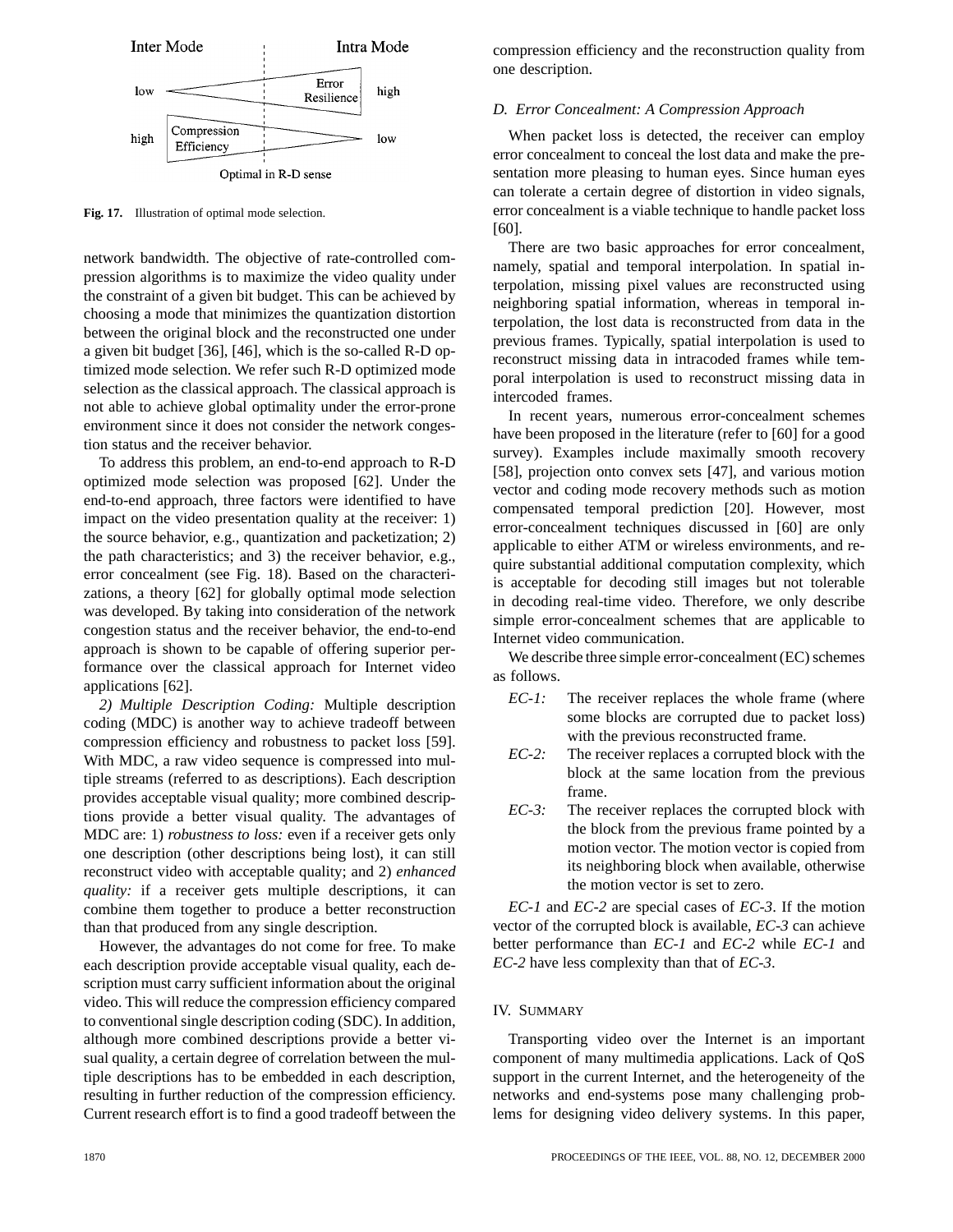Inter Mode

Intra Mode

low

Error Resilience

high

high

Compression Efficiency

low

Optimal in R-D sense

**Fig. 17.** Illustration of optimal mode selection.

network bandwidth. The objective of rate-controlled compression algorithms is to maximize the video quality under the constraint of a given bit budget. This can be achieved by choosing a mode that minimizes the quantization distortion between the original block and the reconstructed one under a given bit budget [36], [46], which is the so-called R-D optimized mode selection. We refer such R-D optimized mode selection as the classical approach. The classical approach is not able to achieve global optimality under the error-prone environment since it does not consider the network congestion status and the receiver behavior.

To address this problem, an end-to-end approach to R-D optimized mode selection was proposed [62]. Under the end-to-end approach, three factors were identified to have impact on the video presentation quality at the receiver: 1) the source behavior, e.g., quantization and packetization; 2) the path characteristics; and 3) the receiver behavior, e.g., error concealment (see Fig. 18). Based on the characterizations, a theory [62] for globally optimal mode selection was developed. By taking into consideration of the network congestion status and the receiver behavior, the end-to-end approach is shown to be capable of offering superior performance over the classical approach for Internet video applications [62].

*2) Multiple Description Coding:* Multiple description coding (MDC) is another way to achieve tradeoff between compression efficiency and robustness to packet loss [59]. With MDC, a raw video sequence is compressed into multiple streams (referred to as descriptions). Each description provides acceptable visual quality; more combined descriptions provide a better visual quality. The advantages of MDC are: 1) *robustness to loss:* even if a receiver gets only one description (other descriptions being lost), it can still reconstruct video with acceptable quality; and 2) *enhanced quality:* if a receiver gets multiple descriptions, it can combine them together to produce a better reconstruction than that produced from any single description.

However, the advantages do not come for free. To make each description provide acceptable visual quality, each description must carry sufficient information about the original video. This will reduce the compression efficiency compared to conventional single description coding (SDC). In addition, although more combined descriptions provide a better visual quality, a certain degree of correlation between the multiple descriptions has to be embedded in each description, resulting in further reduction of the compression efficiency. Current research effort is to find a good tradeoff between the compression efficiency and the reconstruction quality from one description.

### D. Error Concealment: A Compression Approach

When packet loss is detected, the receiver can employ error concealment to conceal the lost data and make the presentation more pleasing to human eyes. Since human eyes can tolerate a certain degree of distortion in video signals, error concealment is a viable technique to handle packet loss [60].

There are two basic approaches for error concealment, namely, spatial and temporal interpolation. In spatial interpolation, missing pixel values are reconstructed using neighboring spatial information, whereas in temporal interpolation, the lost data is reconstructed from data in the previous frames. Typically, spatial interpolation is used to reconstruct missing data in intracoded frames while temporal interpolation is used to reconstruct missing data in intercoded frames.

In recent years, numerous error-concealment schemes have been proposed in the literature (refer to [60] for a good survey). Examples include maximally smooth recovery [58], projection onto convex sets [47], and various motion vector and coding mode recovery methods such as motion compensated temporal prediction [20]. However, most error-concealment techniques discussed in [60] are only applicable to either ATM or wireless environments, and require substantial additional computation complexity, which is acceptable for decoding still images but not tolerable in decoding real-time video. Therefore, we only describe simple error-concealment schemes that are applicable to Internet video communication.

We describe three simple error-concealment (EC) schemes as follows.

- *EC-1:* The receiver replaces the whole frame (where some blocks are corrupted due to packet loss) with the previous reconstructed frame.
- *EC-2:* The receiver replaces a corrupted block with the block at the same location from the previous frame.
- *EC-3:* The receiver replaces the corrupted block with the block from the previous frame pointed by a motion vector. The motion vector is copied from its neighboring block when available, otherwise the motion vector is set to zero.

*EC-1* and *EC-2* are special cases of *EC-3*. If the motion vector of the corrupted block is available, *EC-3* can achieve better performance than *EC-1* and *EC-2* while *EC-1* and *EC-2* have less complexity than that of *EC-3*.

## IV. Summary

Transporting video over the Internet is an important component of many multimedia applications. Lack of QoS support in the current Internet, and the heterogeneity of the networks and end-systems pose many challenging problems for designing video delivery systems. In this paper,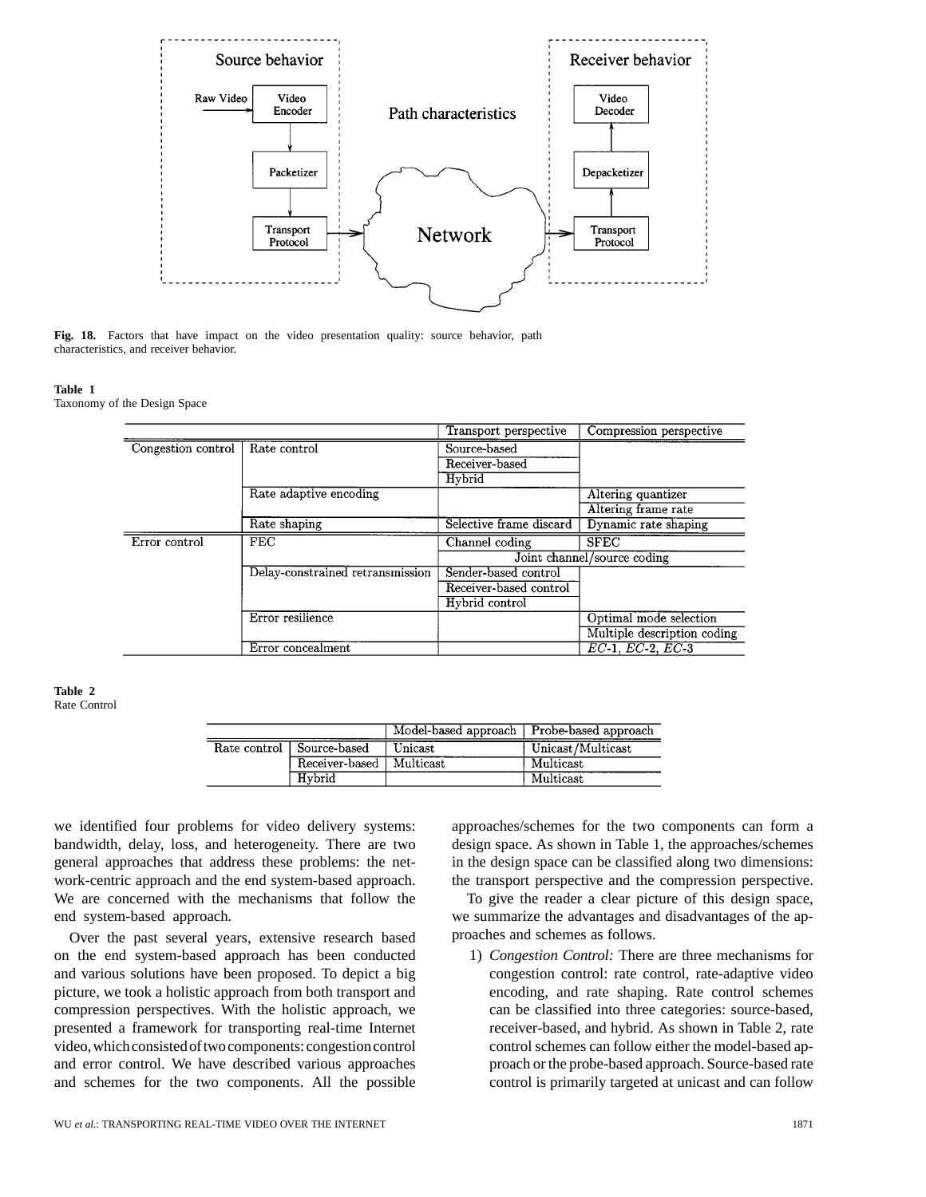Fig. 18. Factors that have impact on the video presentation quality: source behavior, path characteristics, and receiver behavior.

**Table 1**
Taxonomy of the Design Space

| | | Transport perspective | Compression perspective |
|---|---|---|---|
| Congestion control | Rate control | Source-based | |
| | | Receiver-based | |
| | | Hybrid | |
| | Rate adaptive encoding | | Altering quantizer |
| | | | Altering frame rate |
| | Rate shaping | Selective frame discard | Dynamic rate shaping |
| Error control | FEC | Channel coding | SFEC |
| | | Joint channel/source coding | |
| | Delay-constrained retransmission | Sender-based control | |
| | | Receiver-based control | |
| | | Hybrid control | |
| | Error resilience | | Optimal mode selection |
| | | | Multiple description coding |
| | Error concealment | | *EC*-1, *EC*-2, *EC*-3 |

**Table 2**
Rate Control

| | | Model-based approach | Probe-based approach |
|---|---|---|---|
| Rate control | Source-based | Unicast | Unicast/Multicast |
| | Receiver-based | Multicast | Multicast |
| | Hybrid | | Multicast |

we identified four problems for video delivery systems: bandwidth, delay, loss, and heterogeneity. There are two general approaches that address these problems: the network-centric approach and the end system-based approach. We are concerned with the mechanisms that follow the end system-based approach.

Over the past several years, extensive research based on the end system-based approach has been conducted and various solutions have been proposed. To depict a big picture, we took a holistic approach from both transport and compression perspectives. With the holistic approach, we presented a framework for transporting real-time Internet video, which consisted of two components: congestion control and error control. We have described various approaches and schemes for the two components. All the possible approaches/schemes for the two components can form a design space. As shown in Table 1, the approaches/schemes in the design space can be classified along two dimensions: the transport perspective and the compression perspective.

To give the reader a clear picture of this design space, we summarize the advantages and disadvantages of the approaches and schemes as follows.

1) *Congestion Control:* There are three mechanisms for congestion control: rate control, rate-adaptive video encoding, and rate shaping. Rate control schemes can be classified into three categories: source-based, receiver-based, and hybrid. As shown in Table 2, rate control schemes can follow either the model-based approach or the probe-based approach. Source-based rate control is primarily targeted at unicast and can follow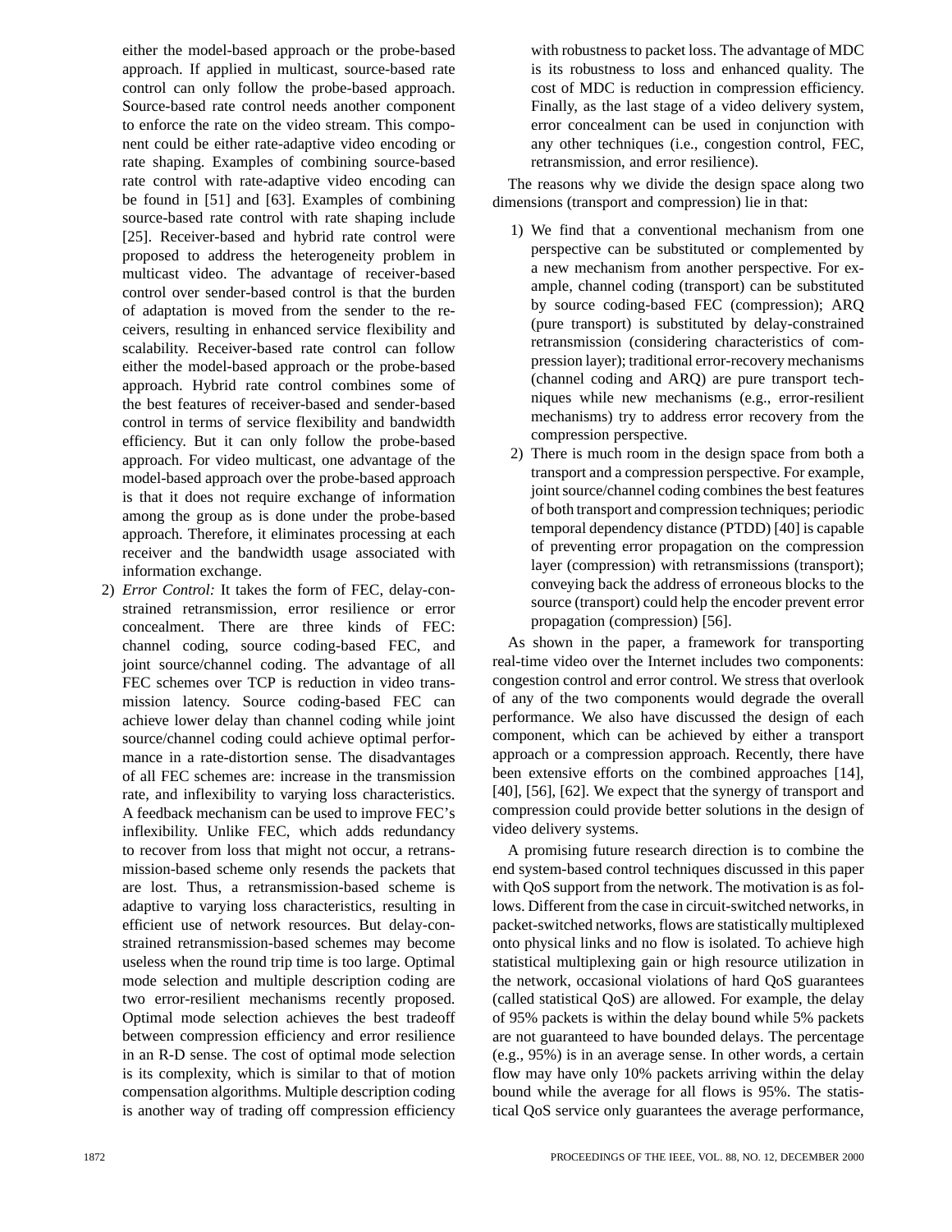either the model-based approach or the probe-based approach. If applied in multicast, source-based rate control can only follow the probe-based approach. Source-based rate control needs another component to enforce the rate on the video stream. This component could be either rate-adaptive video encoding or rate shaping. Examples of combining source-based rate control with rate-adaptive video encoding can be found in [51] and [63]. Examples of combining source-based rate control with rate shaping include [25]. Receiver-based and hybrid rate control were proposed to address the heterogeneity problem in multicast video. The advantage of receiver-based control over sender-based control is that the burden of adaptation is moved from the sender to the receivers, resulting in enhanced service flexibility and scalability. Receiver-based rate control can follow either the model-based approach or the probe-based approach. Hybrid rate control combines some of the best features of receiver-based and sender-based control in terms of service flexibility and bandwidth efficiency. But it can only follow the probe-based approach. For video multicast, one advantage of the model-based approach over the probe-based approach is that it does not require exchange of information among the group as is done under the probe-based approach. Therefore, it eliminates processing at each receiver and the bandwidth usage associated with information exchange.

2) *Error Control:* It takes the form of FEC, delay-constrained retransmission, error resilience or error concealment. There are three kinds of FEC: channel coding, source coding-based FEC, and joint source/channel coding. The advantage of all FEC schemes over TCP is reduction in video transmission latency. Source coding-based FEC can achieve lower delay than channel coding while joint source/channel coding could achieve optimal performance in a rate-distortion sense. The disadvantages of all FEC schemes are: increase in the transmission rate, and inflexibility to varying loss characteristics. A feedback mechanism can be used to improve FEC's inflexibility. Unlike FEC, which adds redundancy to recover from loss that might not occur, a retransmission-based scheme only resends the packets that are lost. Thus, a retransmission-based scheme is adaptive to varying loss characteristics, resulting in efficient use of network resources. But delay-constrained retransmission-based schemes may become useless when the round trip time is too large. Optimal mode selection and multiple description coding are two error-resilient mechanisms recently proposed. Optimal mode selection achieves the best tradeoff between compression efficiency and error resilience in an R-D sense. The cost of optimal mode selection is its complexity, which is similar to that of motion compensation algorithms. Multiple description coding is another way of trading off compression efficiency with robustness to packet loss. The advantage of MDC is its robustness to loss and enhanced quality. The cost of MDC is reduction in compression efficiency. Finally, as the last stage of a video delivery system, error concealment can be used in conjunction with any other techniques (i.e., congestion control, FEC, retransmission, and error resilience).

The reasons why we divide the design space along two dimensions (transport and compression) lie in that:

1) We find that a conventional mechanism from one perspective can be substituted or complemented by a new mechanism from another perspective. For example, channel coding (transport) can be substituted by source coding-based FEC (compression); ARQ (pure transport) is substituted by delay-constrained retransmission (considering characteristics of compression layer); traditional error-recovery mechanisms (channel coding and ARQ) are pure transport techniques while new mechanisms (e.g., error-resilient mechanisms) try to address error recovery from the compression perspective.
2) There is much room in the design space from both a transport and a compression perspective. For example, joint source/channel coding combines the best features of both transport and compression techniques; periodic temporal dependency distance (PTDD) [40] is capable of preventing error propagation on the compression layer (compression) with retransmissions (transport); conveying back the address of erroneous blocks to the source (transport) could help the encoder prevent error propagation (compression) [56].

As shown in the paper, a framework for transporting real-time video over the Internet includes two components: congestion control and error control. We stress that overlook of any of the two components would degrade the overall performance. We also have discussed the design of each component, which can be achieved by either a transport approach or a compression approach. Recently, there have been extensive efforts on the combined approaches [14], [40], [56], [62]. We expect that the synergy of transport and compression could provide better solutions in the design of video delivery systems.

A promising future research direction is to combine the end system-based control techniques discussed in this paper with QoS support from the network. The motivation is as follows. Different from the case in circuit-switched networks, in packet-switched networks, flows are statistically multiplexed onto physical links and no flow is isolated. To achieve high statistical multiplexing gain or high resource utilization in the network, occasional violations of hard QoS guarantees (called statistical QoS) are allowed. For example, the delay of 95% packets is within the delay bound while 5% packets are not guaranteed to have bounded delays. The percentage (e.g., 95%) is in an average sense. In other words, a certain flow may have only 10% packets arriving within the delay bound while the average for all flows is 95%. The statistical QoS service only guarantees the average performance,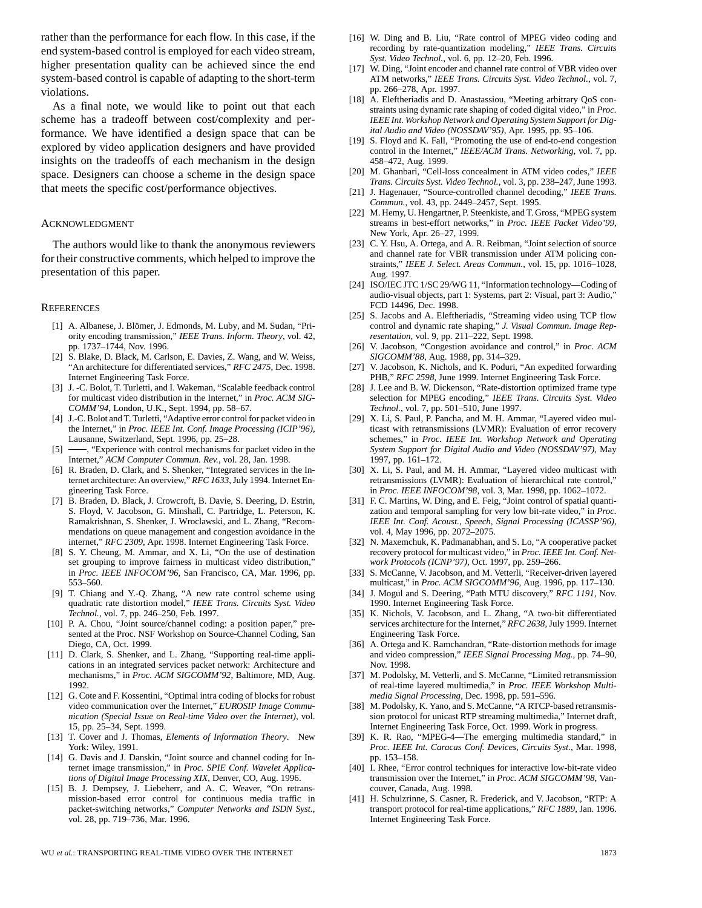rather than the performance for each flow. In this case, if the end system-based control is employed for each video stream, higher presentation quality can be achieved since the end system-based control is capable of adapting to the short-term violations.

As a final note, we would like to point out that each scheme has a tradeoff between cost/complexity and performance. We have identified a design space that can be explored by video application designers and have provided insights on the tradeoffs of each mechanism in the design space. Designers can choose a scheme in the design space that meets the specific cost/performance objectives.

## ACKNOWLEDGMENT

The authors would like to thank the anonymous reviewers for their constructive comments, which helped to improve the presentation of this paper.

## REFERENCES

[1] A. Albanese, J. Blömer, J. Edmonds, M. Luby, and M. Sudan, "Priority encoding transmission," *IEEE Trans. Inform. Theory*, vol. 42, pp. 1737–1744, Nov. 1996.

[2] S. Blake, D. Black, M. Carlson, E. Davies, Z. Wang, and W. Weiss, "An architecture for differentiated services," *RFC 2475*, Dec. 1998. Internet Engineering Task Force.

[3] J. -C. Bolot, T. Turletti, and I. Wakeman, "Scalable feedback control for multicast video distribution in the Internet," in *Proc. ACM SIGCOMM'94*, London, U.K., Sept. 1994, pp. 58–67.

[4] J.-C. Bolot and T. Turletti, "Adaptive error control for packet video in the Internet," in *Proc. IEEE Int. Conf. Image Processing (ICIP'96)*, Lausanne, Switzerland, Sept. 1996, pp. 25–28.

[5] ——, "Experience with control mechanisms for packet video in the Internet," *ACM Computer Commun. Rev.*, vol. 28, Jan. 1998.

[6] R. Braden, D. Clark, and S. Shenker, "Integrated services in the Internet architecture: An overview," *RFC 1633*, July 1994. Internet Engineering Task Force.

[7] B. Braden, D. Black, J. Crowcroft, B. Davie, S. Deering, D. Estrin, S. Floyd, V. Jacobson, G. Minshall, C. Partridge, L. Peterson, K. Ramakrishnan, S. Shenker, J. Wroclawski, and L. Zhang, "Recommendations on queue management and congestion avoidance in the internet," *RFC 2309*, Apr. 1998. Internet Engineering Task Force.

[8] S. Y. Cheung, M. Ammar, and X. Li, "On the use of destination set grouping to improve fairness in multicast video distribution," in *Proc. IEEE INFOCOM'96*, San Francisco, CA, Mar. 1996, pp. 553–560.

[9] T. Chiang and Y.-Q. Zhang, "A new rate control scheme using quadratic rate distortion model," *IEEE Trans. Circuits Syst. Video Technol.*, vol. 7, pp. 246–250, Feb. 1997.

[10] P. A. Chou, "Joint source/channel coding: a position paper," presented at the Proc. NSF Workshop on Source-Channel Coding, San Diego, CA, Oct. 1999.

[11] D. Clark, S. Shenker, and L. Zhang, "Supporting real-time applications in an integrated services packet network: Architecture and mechanisms," in *Proc. ACM SIGCOMM'92*, Baltimore, MD, Aug. 1992.

[12] G. Cote and F. Kossentini, "Optimal intra coding of blocks for robust video communication over the Internet," *EUROSIP Image Communication (Special Issue on Real-time Video over the Internet)*, vol. 15, pp. 25–34, Sept. 1999.

[13] T. Cover and J. Thomas, *Elements of Information Theory*. New York: Wiley, 1991.

[14] G. Davis and J. Danskin, "Joint source and channel coding for Internet image transmission," in *Proc. SPIE Conf. Wavelet Applications of Digital Image Processing XIX*, Denver, CO, Aug. 1996.

[15] B. J. Dempsey, J. Liebeherr, and A. C. Weaver, "On retransmission-based error control for continuous media traffic in packet-switching networks," *Computer Networks and ISDN Syst.*, vol. 28, pp. 719–736, Mar. 1996.

[16] W. Ding and B. Liu, "Rate control of MPEG video coding and recording by rate-quantization modeling," *IEEE Trans. Circuits Syst. Video Technol.*, vol. 6, pp. 12–20, Feb. 1996.

[17] W. Ding, "Joint encoder and channel rate control of VBR video over ATM networks," *IEEE Trans. Circuits Syst. Video Technol.*, vol. 7, pp. 266–278, Apr. 1997.

[18] A. Eleftheriadis and D. Anastassiou, "Meeting arbitrary QoS constraints using dynamic rate shaping of coded digital video," in *Proc. IEEE Int. Workshop Network and Operating System Support for Digital Audio and Video (NOSSDAV'95)*, Apr. 1995, pp. 95–106.

[19] S. Floyd and K. Fall, "Promoting the use of end-to-end congestion control in the Internet," *IEEE/ACM Trans. Networking*, vol. 7, pp. 458–472, Aug. 1999.

[20] M. Ghanbari, "Cell-loss concealment in ATM video codes," *IEEE Trans. Circuits Syst. Video Technol.*, vol. 3, pp. 238–247, June 1993.

[21] J. Hagenauer, "Source-controlled channel decoding," *IEEE Trans. Commun.*, vol. 43, pp. 2449–2457, Sept. 1995.

[22] M. Hemy, U. Hengartner, P. Steenkiste, and T. Gross, "MPEG system streams in best-effort networks," in *Proc. IEEE Packet Video'99*, New York, Apr. 26–27, 1999.

[23] C. Y. Hsu, A. Ortega, and A. R. Reibman, "Joint selection of source and channel rate for VBR transmission under ATM policing constraints," *IEEE J. Select. Areas Commun.*, vol. 15, pp. 1016–1028, Aug. 1997.

[24] ISO/IEC JTC 1/SC 29/WG 11, "Information technology—Coding of audio-visual objects, part 1: Systems, part 2: Visual, part 3: Audio," FCD 14496, Dec. 1998.

[25] S. Jacobs and A. Eleftheriadis, "Streaming video using TCP flow control and dynamic rate shaping," *J. Visual Commun. Image Representation*, vol. 9, pp. 211–222, Sept. 1998.

[26] V. Jacobson, "Congestion avoidance and control," in *Proc. ACM SIGCOMM'88*, Aug. 1988, pp. 314–329.

[27] V. Jacobson, K. Nichols, and K. Poduri, "An expedited forwarding PHB," *RFC 2598*, June 1999. Internet Engineering Task Force.

[28] J. Lee and B. W. Dickenson, "Rate-distortion optimized frame type selection for MPEG encoding," *IEEE Trans. Circuits Syst. Video Technol.*, vol. 7, pp. 501–510, June 1997.

[29] X. Li, S. Paul, P. Pancha, and M. H. Ammar, "Layered video multicast with retransmissions (LVMR): Evaluation of error recovery schemes," in *Proc. IEEE Int. Workshop Network and Operating System Support for Digital Audio and Video (NOSSDAV'97)*, May 1997, pp. 161–172.

[30] X. Li, S. Paul, and M. H. Ammar, "Layered video multicast with retransmissions (LVMR): Evaluation of hierarchical rate control," in *Proc. IEEE INFOCOM'98*, vol. 3, Mar. 1998, pp. 1062–1072.

[31] F. C. Martins, W. Ding, and E. Feig, "Joint control of spatial quantization and temporal sampling for very low bit-rate video," in *Proc. IEEE Int. Conf. Acoust., Speech, Signal Processing (ICASSP'96)*, vol. 4, May 1996, pp. 2072–2075.

[32] N. Maxemchuk, K. Padmanabhan, and S. Lo, "A cooperative packet recovery protocol for multicast video," in *Proc. IEEE Int. Conf. Network Protocols (ICNP'97)*, Oct. 1997, pp. 259–266.

[33] S. McCanne, V. Jacobson, and M. Vetterli, "Receiver-driven layered multicast," in *Proc. ACM SIGCOMM'96*, Aug. 1996, pp. 117–130.

[34] J. Mogul and S. Deering, "Path MTU discovery," *RFC 1191*, Nov. 1990. Internet Engineering Task Force.

[35] K. Nichols, V. Jacobson, and L. Zhang, "A two-bit differentiated services architecture for the Internet," *RFC 2638*, July 1999. Internet Engineering Task Force.

[36] A. Ortega and K. Ramchandran, "Rate-distortion methods for image and video compression," *IEEE Signal Processing Mag.*, pp. 74–90, Nov. 1998.

[37] M. Podolsky, M. Vetterli, and S. McCanne, "Limited retransmission of real-time layered multimedia," in *Proc. IEEE Workshop Multimedia Signal Processing*, Dec. 1998, pp. 591–596.

[38] M. Podolsky, K. Yano, and S. McCanne, "A RTCP-based retransmission protocol for unicast RTP streaming multimedia," Internet draft, Internet Engineering Task Force, Oct. 1999. Work in progress.

[39] K. R. Rao, "MPEG-4—The emerging multimedia standard," in *Proc. IEEE Int. Caracas Conf. Devices, Circuits Syst.*, Mar. 1998, pp. 153–158.

[40] I. Rhee, "Error control techniques for interactive low-bit-rate video transmission over the Internet," in *Proc. ACM SIGCOMM'98*, Vancouver, Canada, Aug. 1998.

[41] H. Schulzrinne, S. Casner, R. Frederick, and V. Jacobson, "RTP: A transport protocol for real-time applications," *RFC 1889*, Jan. 1996. Internet Engineering Task Force.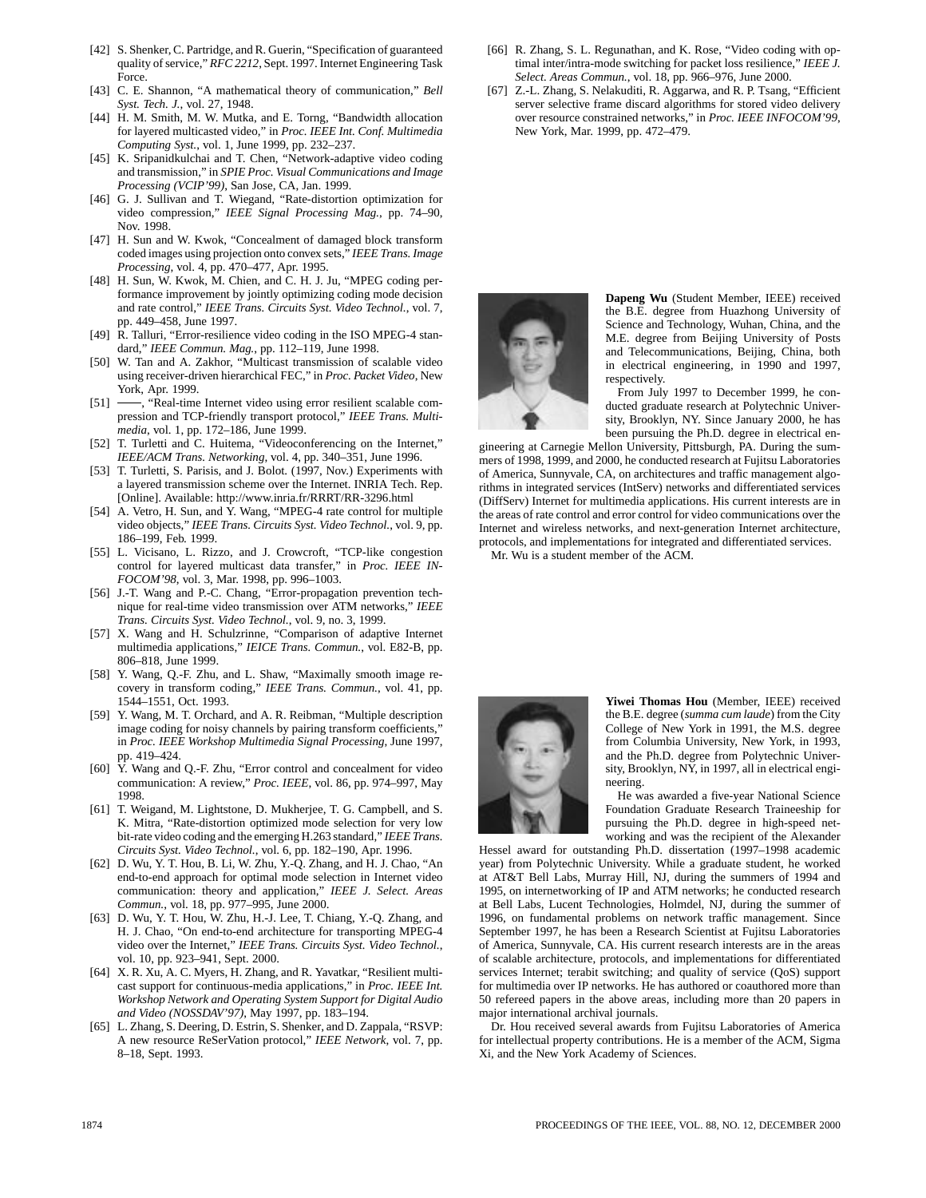[42] S. Shenker, C. Partridge, and R. Guerin, "Specification of guaranteed quality of service," *RFC 2212*, Sept. 1997. Internet Engineering Task Force.

[43] C. E. Shannon, "A mathematical theory of communication," *Bell Syst. Tech. J.*, vol. 27, 1948.

[44] H. M. Smith, M. W. Mutka, and E. Torng, "Bandwidth allocation for layered multicasted video," in *Proc. IEEE Int. Conf. Multimedia Computing Syst.*, vol. 1, June 1999, pp. 232–237.

[45] K. Sripanidkulchai and T. Chen, "Network-adaptive video coding and transmission," in *SPIE Proc. Visual Communications and Image Processing (VCIP'99)*, San Jose, CA, Jan. 1999.

[46] G. J. Sullivan and T. Wiegand, "Rate-distortion optimization for video compression," *IEEE Signal Processing Mag.*, pp. 74–90, Nov. 1998.

[47] H. Sun and W. Kwok, "Concealment of damaged block transform coded images using projection onto convex sets," *IEEE Trans. Image Processing*, vol. 4, pp. 470–477, Apr. 1995.

[48] H. Sun, W. Kwok, M. Chien, and C. H. J. Ju, "MPEG coding performance improvement by jointly optimizing coding mode decision and rate control," *IEEE Trans. Circuits Syst. Video Technol.*, vol. 7, pp. 449–458, June 1997.

[49] R. Talluri, "Error-resilience video coding in the ISO MPEG-4 standard," *IEEE Commun. Mag.*, pp. 112–119, June 1998.

[50] W. Tan and A. Zakhor, "Multicast transmission of scalable video using receiver-driven hierarchical FEC," in *Proc. Packet Video*, New York, Apr. 1999.

[51] ——, "Real-time Internet video using error resilient scalable compression and TCP-friendly transport protocol," *IEEE Trans. Multimedia*, vol. 1, pp. 172–186, June 1999.

[52] T. Turletti and C. Huitema, "Videoconferencing on the Internet," *IEEE/ACM Trans. Networking*, vol. 4, pp. 340–351, June 1996.

[53] T. Turletti, S. Parisis, and J. Bolot. (1997, Nov.) Experiments with a layered transmission scheme over the Internet. INRIA Tech. Rep. [Online]. Available: http://www.inria.fr/RRRT/RR-3296.html

[54] A. Vetro, H. Sun, and Y. Wang, "MPEG-4 rate control for multiple video objects," *IEEE Trans. Circuits Syst. Video Technol.*, vol. 9, pp. 186–199, Feb. 1999.

[55] L. Vicisano, L. Rizzo, and J. Crowcroft, "TCP-like congestion control for layered multicast data transfer," in *Proc. IEEE INFOCOM'98*, vol. 3, Mar. 1998, pp. 996–1003.

[56] J.-T. Wang and P.-C. Chang, "Error-propagation prevention technique for real-time video transmission over ATM networks," *IEEE Trans. Circuits Syst. Video Technol.*, vol. 9, no. 3, 1999.

[57] X. Wang and H. Schulzrinne, "Comparison of adaptive Internet multimedia applications," *IEICE Trans. Commun.*, vol. E82-B, pp. 806–818, June 1999.

[58] Y. Wang, Q.-F. Zhu, and L. Shaw, "Maximally smooth image recovery in transform coding," *IEEE Trans. Commun.*, vol. 41, pp. 1544–1551, Oct. 1993.

[59] Y. Wang, M. T. Orchard, and A. R. Reibman, "Multiple description image coding for noisy channels by pairing transform coefficients," in *Proc. IEEE Workshop Multimedia Signal Processing*, June 1997, pp. 419–424.

[60] Y. Wang and Q.-F. Zhu, "Error control and concealment for video communication: A review," *Proc. IEEE*, vol. 86, pp. 974–997, May 1998.

[61] T. Weigand, M. Lightstone, D. Mukherjee, T. G. Campbell, and S. K. Mitra, "Rate-distortion optimized mode selection for very low bit-rate video coding and the emerging H.263 standard," *IEEE Trans. Circuits Syst. Video Technol.*, vol. 6, pp. 182–190, Apr. 1996.

[62] D. Wu, Y. T. Hou, B. Li, W. Zhu, Y.-Q. Zhang, and H. J. Chao, "An end-to-end approach for optimal mode selection in Internet video communication: theory and application," *IEEE J. Select. Areas Commun.*, vol. 18, pp. 977–995, June 2000.

[63] D. Wu, Y. T. Hou, W. Zhu, H.-J. Lee, T. Chiang, Y.-Q. Zhang, and H. J. Chao, "On end-to-end architecture for transporting MPEG-4 video over the Internet," *IEEE Trans. Circuits Syst. Video Technol.*, vol. 10, pp. 923–941, Sept. 2000.

[64] X. R. Xu, A. C. Myers, H. Zhang, and R. Yavatkar, "Resilient multicast support for continuous-media applications," in *Proc. IEEE Int. Workshop Network and Operating System Support for Digital Audio and Video (NOSSDAV'97)*, May 1997, pp. 183–194.

[65] L. Zhang, S. Deering, D. Estrin, S. Shenker, and D. Zappala, "RSVP: A new resource ReSerVation protocol," *IEEE Network*, vol. 7, pp. 8–18, Sept. 1993.

[66] R. Zhang, S. L. Regunathan, and K. Rose, "Video coding with optimal inter/intra-mode switching for packet loss resilience," *IEEE J. Select. Areas Commun.*, vol. 18, pp. 966–976, June 2000.

[67] Z.-L. Zhang, S. Nelakuditi, R. Aggarwa, and R. P. Tsang, "Efficient server selective frame discard algorithms for stored video delivery over resource constrained networks," in *Proc. IEEE INFOCOM'99*, New York, Mar. 1999, pp. 472–479.

**Dapeng Wu** (Student Member, IEEE) received the B.E. degree from Huazhong University of Science and Technology, Wuhan, China, and the M.E. degree from Beijing University of Posts and Telecommunications, Beijing, China, both in electrical engineering, in 1990 and 1997, respectively.

From July 1997 to December 1999, he conducted graduate research at Polytechnic University, Brooklyn, NY. Since January 2000, he has been pursuing the Ph.D. degree in electrical engineering at Carnegie Mellon University, Pittsburgh, PA. During the summers of 1998, 1999, and 2000, he conducted research at Fujitsu Laboratories of America, Sunnyvale, CA, on architectures and traffic management algorithms in integrated services (IntServ) networks and differentiated services (DiffServ) Internet for multimedia applications. His current interests are in the areas of rate control and error control for video communications over the Internet and wireless networks, and next-generation Internet architecture, protocols, and implementations for integrated and differentiated services.

Mr. Wu is a student member of the ACM.

**Yiwei Thomas Hou** (Member, IEEE) received the B.E. degree (*summa cum laude*) from the City College of New York in 1991, the M.S. degree from Columbia University, New York, in 1993, and the Ph.D. degree from Polytechnic University, Brooklyn, NY, in 1997, all in electrical engineering.

He was awarded a five-year National Science Foundation Graduate Research Traineeship for pursuing the Ph.D. degree in high-speed networking and was the recipient of the Alexander Hessel award for outstanding Ph.D. dissertation (1997–1998 academic year) from Polytechnic University. While a graduate student, he worked at AT&T Bell Labs, Murray Hill, NJ, during the summers of 1994 and 1995, on internetworking of IP and ATM networks; he conducted research at Bell Labs, Lucent Technologies, Holmdel, NJ, during the summer of 1996, on fundamental problems on network traffic management. Since September 1997, he has been a Research Scientist at Fujitsu Laboratories of America, Sunnyvale, CA. His current research interests are in the areas of scalable architecture, protocols, and implementations for differentiated services Internet; terabit switching; and quality of service (QoS) support for multimedia over IP networks. He has authored or coauthored more than 50 refereed papers in the above areas, including more than 20 papers in major international archival journals.

Dr. Hou received several awards from Fujitsu Laboratories of America for intellectual property contributions. He is a member of the ACM, Sigma Xi, and the New York Academy of Sciences.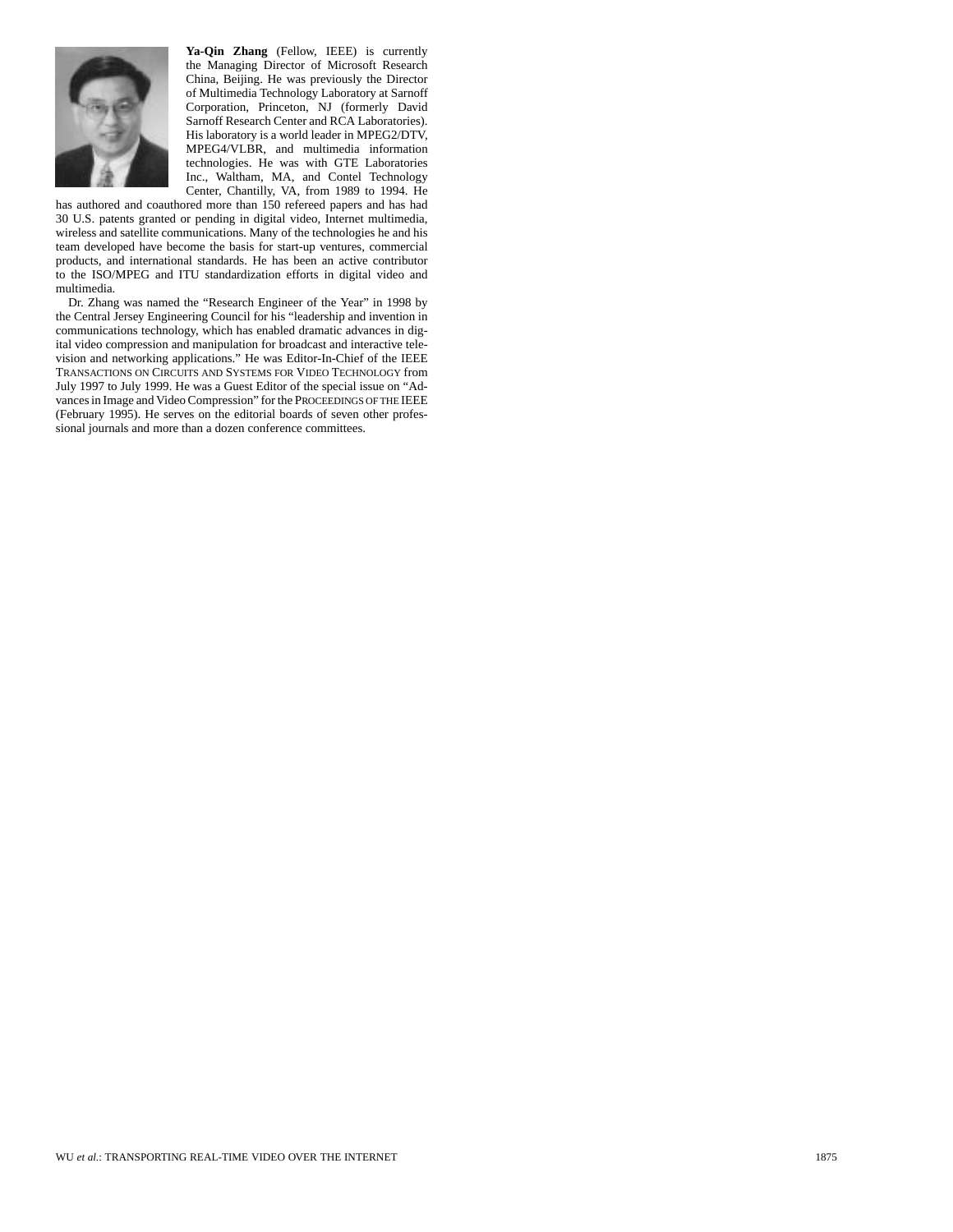**Ya-Qin Zhang** (Fellow, IEEE) is currently the Managing Director of Microsoft Research China, Beijing. He was previously the Director of Multimedia Technology Laboratory at Sarnoff Corporation, Princeton, NJ (formerly David Sarnoff Research Center and RCA Laboratories). His laboratory is a world leader in MPEG2/DTV, MPEG4/VLBR, and multimedia information technologies. He was with GTE Laboratories Inc., Waltham, MA, and Contel Technology Center, Chantilly, VA, from 1989 to 1994. He has authored and coauthored more than 150 refereed papers and has had 30 U.S. patents granted or pending in digital video, Internet multimedia, wireless and satellite communications. Many of the technologies he and his team developed have become the basis for start-up ventures, commercial products, and international standards. He has been an active contributor to the ISO/MPEG and ITU standardization efforts in digital video and multimedia.

Dr. Zhang was named the "Research Engineer of the Year" in 1998 by the Central Jersey Engineering Council for his "leadership and invention in communications technology, which has enabled dramatic advances in digital video compression and manipulation for broadcast and interactive television and networking applications." He was Editor-In-Chief of the IEEE TRANSACTIONS ON CIRCUITS AND SYSTEMS FOR VIDEO TECHNOLOGY from July 1997 to July 1999. He was a Guest Editor of the special issue on "Advances in Image and Video Compression" for the PROCEEDINGS OF THE IEEE (February 1995). He serves on the editorial boards of seven other professional journals and more than a dozen conference committees.